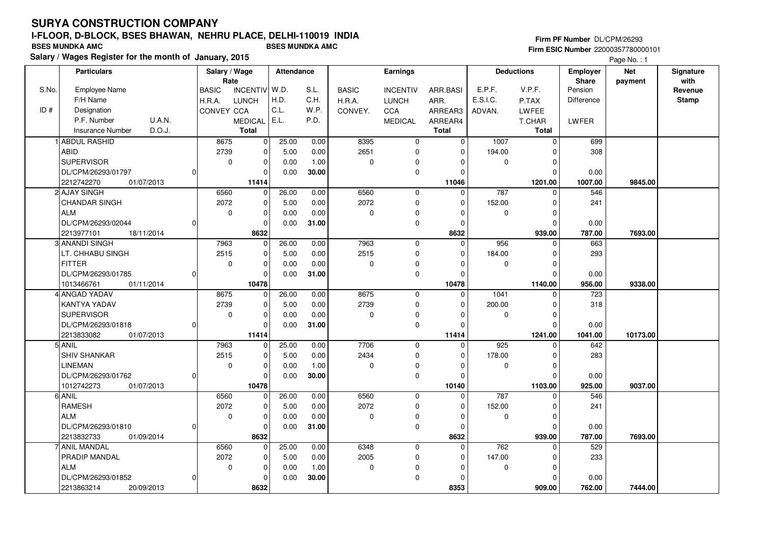# SURYA CONSTRUCTION COMPANY

## I-FLOOR, D-BLOCK, BSES BHAWAN, NEHRU PLACE, DELHI-110019 INDIA

**BSES MUNDKA AMC** **BSES MUNDKA AMC**

**Salary / Wages Register for the month of January, 2015**

**Firm PF Number** DL/CPM/26293
**Firm ESIC Number** 22000357780000101

Page No. : 1

| S.No. / ID # | Particulars: Employee Name / F/H Name / Designation / P.F. Number, U.A.N. / Insurance Number, D.O.J. | Salary / Wage Rate: BASIC / H.R.A. / CONVEY | INCENTIV / LUNCH / CCA / MEDICAL / Total | Attendance: W.D. / H.D. / C.L. / E.L. | S.L. / C.H. / W.P. / P.D. | Earnings: BASIC / H.R.A. / CONVEY. | INCENTIV / LUNCH / CCA / MEDICAL | ARR.BASI / ARR. / ARREAR3 / ARREAR4 / Total | Deductions: E.P.F. / E.S.I.C. / ADVAN. | V.P.F. / P.TAX / LWFEE / T.CHAR / Total | Employer Share: Pension / Difference / LWFER | Net payment | Signature with Revenue Stamp |
|---|---|---|---|---|---|---|---|---|---|---|---|---|---|
| 1 | ABDUL RASHID / ABID / SUPERVISOR / DL/CPM/26293/01797, 0 / 2212742270, 01/07/2013 | 8675 / 2739 / 0 | 0 / 0 / 0 / 0 / 11414 | 25.00 / 5.00 / 0.00 / 0.00 | 0.00 / 0.00 / 1.00 / 30.00 | 8395 / 2651 / 0 | 0 / 0 / 0 / 0 | 0 / 0 / 0 / 0 / 11046 | 1007 / 194.00 / 0 | 0 / 0 / 0 / 0 / 1201.00 | 699 / 308 / 0.00 / 1007.00 | 9845.00 | |
| 2 | AJAY SINGH / CHANDAR SINGH / ALM / DL/CPM/26293/02044, 0 / 2213977101, 18/11/2014 | 6560 / 2072 / 0 | 0 / 0 / 0 / 0 / 8632 | 26.00 / 5.00 / 0.00 / 0.00 | 0.00 / 0.00 / 0.00 / 31.00 | 6560 / 2072 / 0 | 0 / 0 / 0 / 0 | 0 / 0 / 0 / 0 / 8632 | 787 / 152.00 / 0 | 0 / 0 / 0 / 0 / 939.00 | 546 / 241 / 0.00 / 787.00 | 7693.00 | |
| 3 | ANANDI SINGH / LT. CHHABU SINGH / FITTER / DL/CPM/26293/01785, 0 / 1013466761, 01/11/2014 | 7963 / 2515 / 0 | 0 / 0 / 0 / 0 / 10478 | 26.00 / 5.00 / 0.00 / 0.00 | 0.00 / 0.00 / 0.00 / 31.00 | 7963 / 2515 / 0 | 0 / 0 / 0 / 0 | 0 / 0 / 0 / 0 / 10478 | 956 / 184.00 / 0 | 0 / 0 / 0 / 0 / 1140.00 | 663 / 293 / 0.00 / 956.00 | 9338.00 | |
| 4 | ANGAD YADAV / KANTYA YADAV / SUPERVISOR / DL/CPM/26293/01818, 0 / 2213833082, 01/07/2013 | 8675 / 2739 / 0 | 0 / 0 / 0 / 0 / 11414 | 26.00 / 5.00 / 0.00 / 0.00 | 0.00 / 0.00 / 0.00 / 31.00 | 8675 / 2739 / 0 | 0 / 0 / 0 / 0 | 0 / 0 / 0 / 0 / 11414 | 1041 / 200.00 / 0 | 0 / 0 / 0 / 0 / 1241.00 | 723 / 318 / 0.00 / 1041.00 | 10173.00 | |
| 5 | ANIL / SHIV SHANKAR / LINEMAN / DL/CPM/26293/01762, 0 / 1012742273, 01/07/2013 | 7963 / 2515 / 0 | 0 / 0 / 0 / 0 / 10478 | 25.00 / 5.00 / 0.00 / 0.00 | 0.00 / 0.00 / 1.00 / 30.00 | 7706 / 2434 / 0 | 0 / 0 / 0 / 0 | 0 / 0 / 0 / 0 / 10140 | 925 / 178.00 / 0 | 0 / 0 / 0 / 0 / 1103.00 | 642 / 283 / 0.00 / 925.00 | 9037.00 | |
| 6 | ANIL / RAMESH / ALM / DL/CPM/26293/01810, 0 / 2213832733, 01/09/2014 | 6560 / 2072 / 0 | 0 / 0 / 0 / 0 / 8632 | 26.00 / 5.00 / 0.00 / 0.00 | 0.00 / 0.00 / 0.00 / 31.00 | 6560 / 2072 / 0 | 0 / 0 / 0 / 0 | 0 / 0 / 0 / 0 / 8632 | 787 / 152.00 / 0 | 0 / 0 / 0 / 0 / 939.00 | 546 / 241 / 0.00 / 787.00 | 7693.00 | |
| 7 | ANIL MANDAL / PRADIP MANDAL / ALM / DL/CPM/26293/01852, 0 / 2213863214, 20/09/2013 | 6560 / 2072 / 0 | 0 / 0 / 0 / 0 / 8632 | 25.00 / 5.00 / 0.00 / 0.00 | 0.00 / 0.00 / 1.00 / 30.00 | 6348 / 2005 / 0 | 0 / 0 / 0 / 0 | 0 / 0 / 0 / 0 / 8353 | 762 / 147.00 / 0 | 0 / 0 / 0 / 0 / 909.00 | 529 / 233 / 0.00 / 762.00 | 7444.00 | |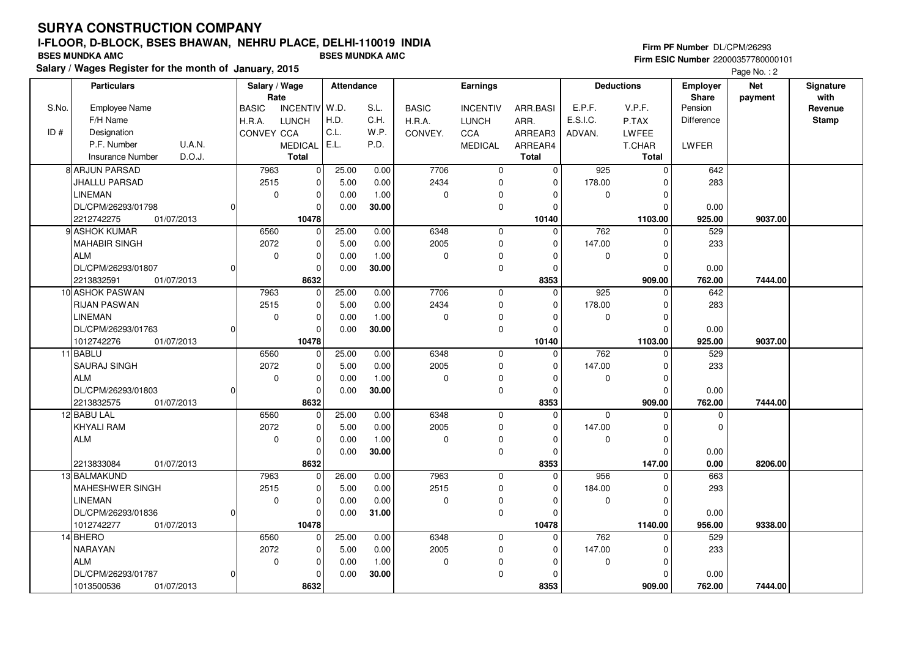# SURYA CONSTRUCTION COMPANY

## I-FLOOR, D-BLOCK, BSES BHAWAN, NEHRU PLACE, DELHI-110019 INDIA

**BSES MUNDKA AMC** | **BSES MUNDKA AMC**

**Salary / Wages Register for the month of January, 2015**

**Firm PF Number** DL/CPM/26293
**Firm ESIC Number** 22000357780000101

| S.No. / ID # | Particulars | | Salary / Wage Rate | | Attendance | | Earnings | | | Deductions | | Employer Share | Net payment | Signature with Revenue Stamp |
|---|---|---|---|---|---|---|---|---|---|---|---|---|---|---|
| S.No. | Employee Name | | BASIC | INCENTIV | W.D. | S.L. | BASIC | INCENTIV | ARR.BASI | E.P.F. | V.P.F. | Pension | | |
| | F/H Name | | H.R.A. | LUNCH | H.D. | C.H. | H.R.A. | LUNCH | ARR. | E.S.I.C. | P.TAX | Difference | | |
| ID # | Designation | | CONVEY | CCA | C.L. | W.P. | CONVEY. | CCA | ARREAR3 | ADVAN. | LWFEE | | | |
| | P.F. Number | U.A.N. | | MEDICAL | E.L. | P.D. | | MEDICAL | ARREAR4 | | T.CHAR | LWFER | | |
| | Insurance Number | D.O.J. | | Total | | | | | Total | | Total | | | |
| 8 | ARJUN PARSAD | | 7963 | 0 | 25.00 | 0.00 | 7706 | 0 | 0 | 925 | 0 | 642 | | |
| | JHALLU PARSAD | | 2515 | 0 | 5.00 | 0.00 | 2434 | 0 | 0 | 178.00 | 0 | 283 | | |
| | LINEMAN | | 0 | 0 | 0.00 | 1.00 | 0 | 0 | 0 | 0 | 0 | | | |
| | DL/CPM/26293/01798 | 0 | | 0 | 0.00 | 30.00 | | 0 | 0 | | 0 | 0.00 | | |
| | 2212742275 | 01/07/2013 | | 10478 | | | | | 10140 | | 1103.00 | 925.00 | 9037.00 | |
| 9 | ASHOK KUMAR | | 6560 | 0 | 25.00 | 0.00 | 6348 | 0 | 0 | 762 | 0 | 529 | | |
| | MAHABIR SINGH | | 2072 | 0 | 5.00 | 0.00 | 2005 | 0 | 0 | 147.00 | 0 | 233 | | |
| | ALM | | 0 | 0 | 0.00 | 1.00 | 0 | 0 | 0 | 0 | 0 | | | |
| | DL/CPM/26293/01807 | 0 | | 0 | 0.00 | 30.00 | | 0 | 0 | | 0 | 0.00 | | |
| | 2213832591 | 01/07/2013 | | 8632 | | | | | 8353 | | 909.00 | 762.00 | 7444.00 | |
| 10 | ASHOK PASWAN | | 7963 | 0 | 25.00 | 0.00 | 7706 | 0 | 0 | 925 | 0 | 642 | | |
| | RIJAN PASWAN | | 2515 | 0 | 5.00 | 0.00 | 2434 | 0 | 0 | 178.00 | 0 | 283 | | |
| | LINEMAN | | 0 | 0 | 0.00 | 1.00 | 0 | 0 | 0 | 0 | 0 | | | |
| | DL/CPM/26293/01763 | 0 | | 0 | 0.00 | 30.00 | | 0 | 0 | | 0 | 0.00 | | |
| | 1012742276 | 01/07/2013 | | 10478 | | | | | 10140 | | 1103.00 | 925.00 | 9037.00 | |
| 11 | BABLU | | 6560 | 0 | 25.00 | 0.00 | 6348 | 0 | 0 | 762 | 0 | 529 | | |
| | SAURAJ SINGH | | 2072 | 0 | 5.00 | 0.00 | 2005 | 0 | 0 | 147.00 | 0 | 233 | | |
| | ALM | | 0 | 0 | 0.00 | 1.00 | 0 | 0 | 0 | 0 | 0 | | | |
| | DL/CPM/26293/01803 | 0 | | 0 | 0.00 | 30.00 | | 0 | 0 | | 0 | 0.00 | | |
| | 2213832575 | 01/07/2013 | | 8632 | | | | | 8353 | | 909.00 | 762.00 | 7444.00 | |
| 12 | BABU LAL | | 6560 | 0 | 25.00 | 0.00 | 6348 | 0 | 0 | 0 | 0 | 0 | | |
| | KHYALI RAM | | 2072 | 0 | 5.00 | 0.00 | 2005 | 0 | 0 | 147.00 | 0 | 0 | | |
| | ALM | | 0 | 0 | 0.00 | 1.00 | 0 | 0 | 0 | 0 | 0 | | | |
| | | | | 0 | 0.00 | 30.00 | | 0 | 0 | | 0 | 0.00 | | |
| | 2213833084 | 01/07/2013 | | 8632 | | | | | 8353 | | 147.00 | 0.00 | 8206.00 | |
| 13 | BALMAKUND | | 7963 | 0 | 26.00 | 0.00 | 7963 | 0 | 0 | 956 | 0 | 663 | | |
| | MAHESHWER SINGH | | 2515 | 0 | 5.00 | 0.00 | 2515 | 0 | 0 | 184.00 | 0 | 293 | | |
| | LINEMAN | | 0 | 0 | 0.00 | 0.00 | 0 | 0 | 0 | 0 | 0 | | | |
| | DL/CPM/26293/01836 | 0 | | 0 | 0.00 | 31.00 | | 0 | 0 | | 0 | 0.00 | | |
| | 1012742277 | 01/07/2013 | | 10478 | | | | | 10478 | | 1140.00 | 956.00 | 9338.00 | |
| 14 | BHERO | | 6560 | 0 | 25.00 | 0.00 | 6348 | 0 | 0 | 762 | 0 | 529 | | |
| | NARAYAN | | 2072 | 0 | 5.00 | 0.00 | 2005 | 0 | 0 | 147.00 | 0 | 233 | | |
| | ALM | | 0 | 0 | 0.00 | 1.00 | 0 | 0 | 0 | 0 | 0 | | | |
| | DL/CPM/26293/01787 | 0 | | 0 | 0.00 | 30.00 | | 0 | 0 | | 0 | 0.00 | | |
| | 1013500536 | 01/07/2013 | | 8632 | | | | | 8353 | | 909.00 | 762.00 | 7444.00 | |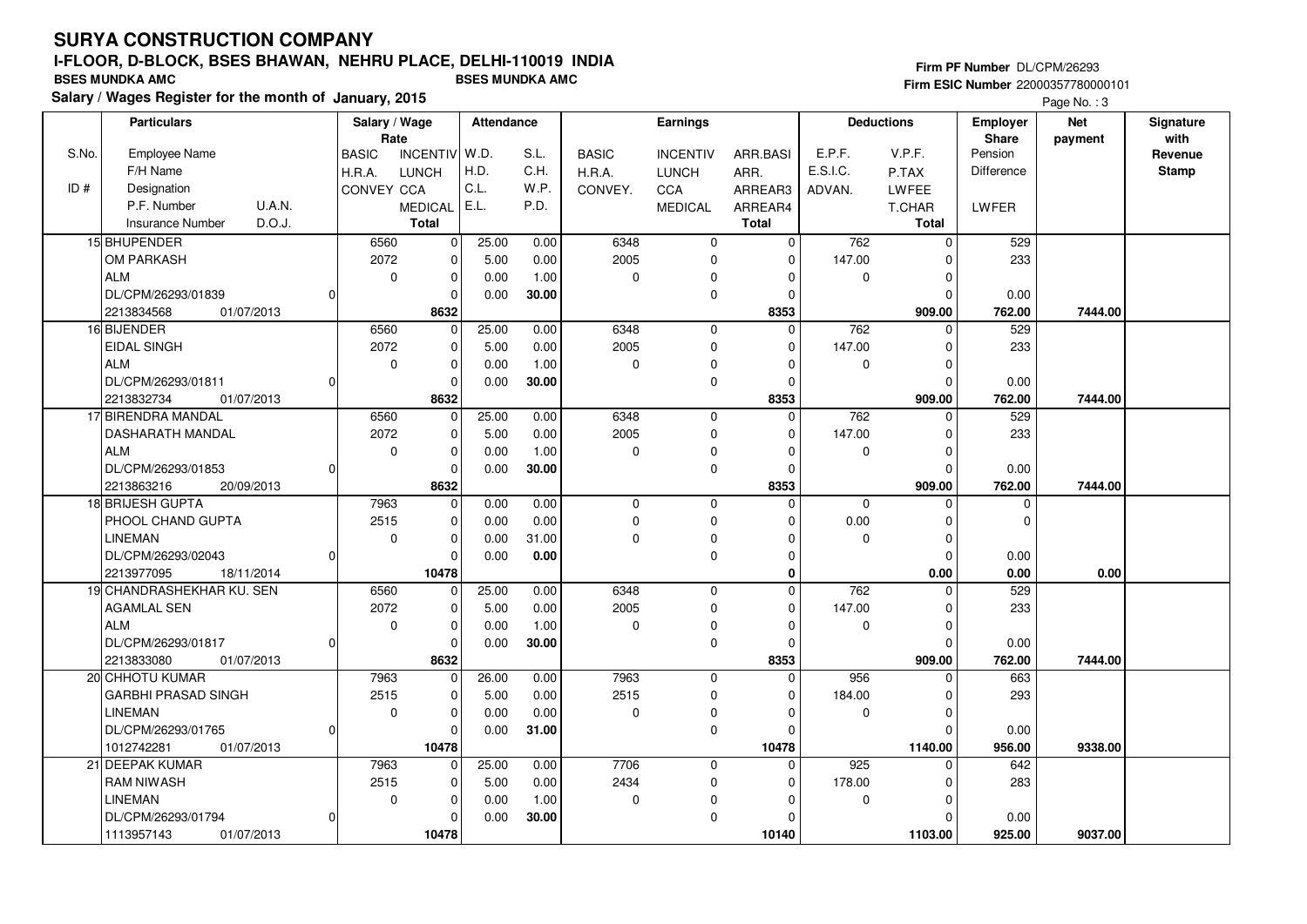# SURYA CONSTRUCTION COMPANY

## I-FLOOR, D-BLOCK, BSES BHAWAN, NEHRU PLACE, DELHI-110019 INDIA

**BSES MUNDKA AMC** BSES MUNDKA AMC

**Salary / Wages Register for the month of January, 2015**

**Firm PF Number** DL/CPM/26293
**Firm ESIC Number** 22000357780000101

| S.No. / ID # | Particulars: Employee Name / F/H Name / Designation / P.F. Number, U.A.N. / Insurance Number, D.O.J. | Salary / Wage Rate: BASIC / H.R.A. / CONVEY / CCA | INCENTIV / LUNCH / MEDICAL / Total | Attendance: W.D. / H.D. / C.L. / E.L. | S.L. / C.H. / W.P. / P.D. | Earnings: BASIC / H.R.A. / CONVEY. | INCENTIV / LUNCH / CCA / MEDICAL | ARR.BASI / ARR. / ARREAR3 / ARREAR4 / Total | Deductions: E.P.F. / E.S.I.C. / ADVAN. | V.P.F. / P.TAX / LWFEE / T.CHAR / Total | Employer Share: Pension / Difference / LWFER | Net payment | Signature with Revenue Stamp |
|---|---|---|---|---|---|---|---|---|---|---|---|---|---|
| 15 | BHUPENDER / OM PARKASH / ALM / DL/CPM/26293/01839, 0 / 2213834568, 01/07/2013 | 6560 / 2072 / 0 | 0 / 0 / 0 / 0 / 8632 | 25.00 / 5.00 / 0.00 / 0.00 | 0.00 / 0.00 / 1.00 / 30.00 | 6348 / 2005 / 0 | 0 / 0 / 0 / 0 | 0 / 0 / 0 / 0 / 8353 | 762 / 147.00 / 0 | 0 / 0 / 0 / 0 / 909.00 | 529 / 233 / 0.00 / 762.00 | 7444.00 | |
| 16 | BIJENDER / EIDAL SINGH / ALM / DL/CPM/26293/01811, 0 / 2213832734, 01/07/2013 | 6560 / 2072 / 0 | 0 / 0 / 0 / 0 / 8632 | 25.00 / 5.00 / 0.00 / 0.00 | 0.00 / 0.00 / 1.00 / 30.00 | 6348 / 2005 / 0 | 0 / 0 / 0 / 0 | 0 / 0 / 0 / 0 / 8353 | 762 / 147.00 / 0 | 0 / 0 / 0 / 0 / 909.00 | 529 / 233 / 0.00 / 762.00 | 7444.00 | |
| 17 | BIRENDRA MANDAL / DASHARATH MANDAL / ALM / DL/CPM/26293/01853, 0 / 2213863216, 20/09/2013 | 6560 / 2072 / 0 | 0 / 0 / 0 / 0 / 8632 | 25.00 / 5.00 / 0.00 / 0.00 | 0.00 / 0.00 / 1.00 / 30.00 | 6348 / 2005 / 0 | 0 / 0 / 0 / 0 | 0 / 0 / 0 / 0 / 8353 | 762 / 147.00 / 0 | 0 / 0 / 0 / 0 / 909.00 | 529 / 233 / 0.00 / 762.00 | 7444.00 | |
| 18 | BRIJESH GUPTA / PHOOL CHAND GUPTA / LINEMAN / DL/CPM/26293/02043, 0 / 2213977095, 18/11/2014 | 7963 / 2515 / 0 | 0 / 0 / 0 / 0 / 10478 | 0.00 / 0.00 / 0.00 / 0.00 | 0.00 / 0.00 / 31.00 / 0.00 | 0 / 0 / 0 | 0 / 0 / 0 / 0 | 0 / 0 / 0 / 0 / 0 | 0 / 0.00 / 0 | 0 / 0 / 0 / 0 / 0.00 | 0 / 0 / 0.00 / 0.00 | 0.00 | |
| 19 | CHANDRASHEKHAR KU. SEN / AGAMLAL SEN / ALM / DL/CPM/26293/01817, 0 / 2213833080, 01/07/2013 | 6560 / 2072 / 0 | 0 / 0 / 0 / 0 / 8632 | 25.00 / 5.00 / 0.00 / 0.00 | 0.00 / 0.00 / 1.00 / 30.00 | 6348 / 2005 / 0 | 0 / 0 / 0 / 0 | 0 / 0 / 0 / 0 / 8353 | 762 / 147.00 / 0 | 0 / 0 / 0 / 0 / 909.00 | 529 / 233 / 0.00 / 762.00 | 7444.00 | |
| 20 | CHHOTU KUMAR / GARBHI PRASAD SINGH / LINEMAN / DL/CPM/26293/01765, 0 / 1012742281, 01/07/2013 | 7963 / 2515 / 0 | 0 / 0 / 0 / 0 / 10478 | 26.00 / 5.00 / 0.00 / 0.00 | 0.00 / 0.00 / 0.00 / 31.00 | 7963 / 2515 / 0 | 0 / 0 / 0 / 0 | 0 / 0 / 0 / 0 / 10478 | 956 / 184.00 / 0 | 0 / 0 / 0 / 0 / 1140.00 | 663 / 293 / 0.00 / 956.00 | 9338.00 | |
| 21 | DEEPAK KUMAR / RAM NIWASH / LINEMAN / DL/CPM/26293/01794, 0 / 1113957143, 01/07/2013 | 7963 / 2515 / 0 | 0 / 0 / 0 / 0 / 10478 | 25.00 / 5.00 / 0.00 / 0.00 | 0.00 / 0.00 / 1.00 / 30.00 | 7706 / 2434 / 0 | 0 / 0 / 0 / 0 | 0 / 0 / 0 / 0 / 10140 | 925 / 178.00 / 0 | 0 / 0 / 0 / 0 / 1103.00 | 642 / 283 / 0.00 / 925.00 | 9037.00 | |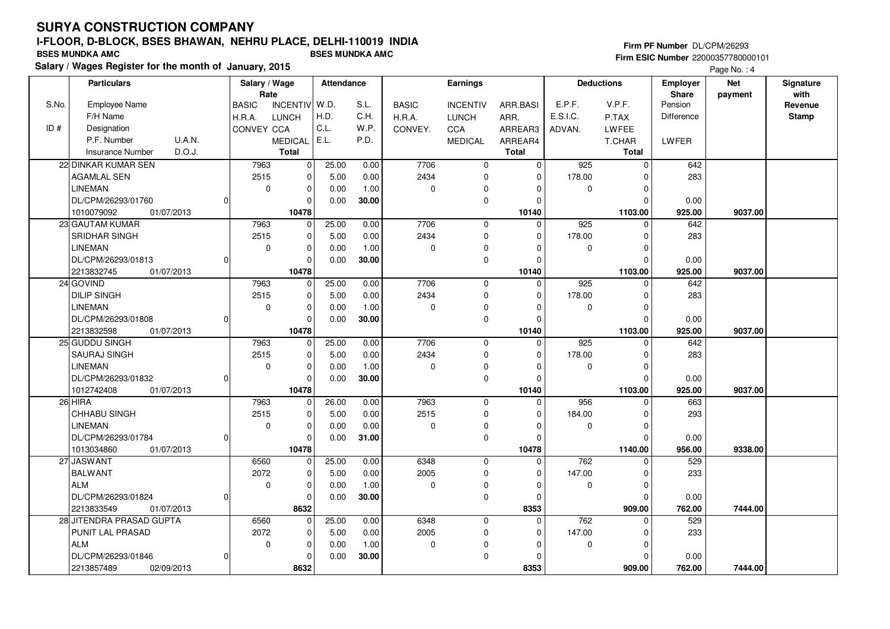# SURYA CONSTRUCTION COMPANY

## I-FLOOR, D-BLOCK, BSES BHAWAN, NEHRU PLACE, DELHI-110019 INDIA

**BSES MUNDKA AMC** BSES MUNDKA AMC

**Salary / Wages Register for the month of January, 2015**

**Firm PF Number** DL/CPM/26293
**Firm ESIC Number** 22000357780000101

Page No. : 4

| S.No. / ID # | Particulars: Employee Name / F/H Name / Designation / P.F. Number U.A.N. / Insurance Number D.O.J. | Salary / Wage Rate: BASIC / H.R.A. / CONVEY | INCENTIV / LUNCH / CCA / MEDICAL / Total | Attendance: W.D. / H.D. / C.L. / E.L. | S.L. / C.H. / W.P. / P.D. | Earnings: BASIC / H.R.A. / CONVEY. | INCENTIV / LUNCH / CCA / MEDICAL | ARR.BASI / ARR. / ARREAR3 / ARREAR4 / Total | Deductions: E.P.F. / E.S.I.C. / ADVAN. | V.P.F. / P.TAX / LWFEE / T.CHAR / Total | Employer Share: Pension / Difference / LWFER | Net payment | Signature with Revenue Stamp |
|---|---|---|---|---|---|---|---|---|---|---|---|---|---|
| 22 | DINKAR KUMAR SEN / AGAMLAL SEN / LINEMAN / DL/CPM/26293/01760 0 / 1010079092 01/07/2013 | 7963 / 2515 / 0 | 0 / 0 / 0 / 0 / 10478 | 25.00 / 5.00 / 0.00 / 0.00 | 0.00 / 0.00 / 1.00 / 30.00 | 7706 / 2434 / 0 | 0 / 0 / 0 / 0 | 0 / 0 / 0 / 0 / 10140 | 925 / 178.00 / 0 | 0 / 0 / 0 / 0 / 1103.00 | 642 / 283 / 0.00 / 925.00 | 9037.00 | |
| 23 | GAUTAM KUMAR / SRIDHAR SINGH / LINEMAN / DL/CPM/26293/01813 0 / 2213832745 01/07/2013 | 7963 / 2515 / 0 | 0 / 0 / 0 / 0 / 10478 | 25.00 / 5.00 / 0.00 / 0.00 | 0.00 / 0.00 / 1.00 / 30.00 | 7706 / 2434 / 0 | 0 / 0 / 0 / 0 | 0 / 0 / 0 / 0 / 10140 | 925 / 178.00 / 0 | 0 / 0 / 0 / 0 / 1103.00 | 642 / 283 / 0.00 / 925.00 | 9037.00 | |
| 24 | GOVIND / DILIP SINGH / LINEMAN / DL/CPM/26293/01808 0 / 2213832598 01/07/2013 | 7963 / 2515 / 0 | 0 / 0 / 0 / 0 / 10478 | 25.00 / 5.00 / 0.00 / 0.00 | 0.00 / 0.00 / 1.00 / 30.00 | 7706 / 2434 / 0 | 0 / 0 / 0 / 0 | 0 / 0 / 0 / 0 / 10140 | 925 / 178.00 / 0 | 0 / 0 / 0 / 0 / 1103.00 | 642 / 283 / 0.00 / 925.00 | 9037.00 | |
| 25 | GUDDU SINGH / SAURAJ SINGH / LINEMAN / DL/CPM/26293/01832 0 / 1012742408 01/07/2013 | 7963 / 2515 / 0 | 0 / 0 / 0 / 0 / 10478 | 25.00 / 5.00 / 0.00 / 0.00 | 0.00 / 0.00 / 1.00 / 30.00 | 7706 / 2434 / 0 | 0 / 0 / 0 / 0 | 0 / 0 / 0 / 0 / 10140 | 925 / 178.00 / 0 | 0 / 0 / 0 / 0 / 1103.00 | 642 / 283 / 0.00 / 925.00 | 9037.00 | |
| 26 | HIRA / CHHABU SINGH / LINEMAN / DL/CPM/26293/01784 0 / 1013034860 01/07/2013 | 7963 / 2515 / 0 | 0 / 0 / 0 / 0 / 10478 | 26.00 / 5.00 / 0.00 / 0.00 | 0.00 / 0.00 / 0.00 / 31.00 | 7963 / 2515 / 0 | 0 / 0 / 0 / 0 | 0 / 0 / 0 / 0 / 10478 | 956 / 184.00 / 0 | 0 / 0 / 0 / 0 / 1140.00 | 663 / 293 / 0.00 / 956.00 | 9338.00 | |
| 27 | JASWANT / BALWANT / ALM / DL/CPM/26293/01824 0 / 2213833549 01/07/2013 | 6560 / 2072 / 0 | 0 / 0 / 0 / 0 / 8632 | 25.00 / 5.00 / 0.00 / 0.00 | 0.00 / 0.00 / 1.00 / 30.00 | 6348 / 2005 / 0 | 0 / 0 / 0 / 0 | 0 / 0 / 0 / 0 / 8353 | 762 / 147.00 / 0 | 0 / 0 / 0 / 0 / 909.00 | 529 / 233 / 0.00 / 762.00 | 7444.00 | |
| 28 | JITENDRA PRASAD GUPTA / PUNIT LAL PRASAD / ALM / DL/CPM/26293/01846 0 / 2213857489 02/09/2013 | 6560 / 2072 / 0 | 0 / 0 / 0 / 0 / 8632 | 25.00 / 5.00 / 0.00 / 0.00 | 0.00 / 0.00 / 1.00 / 30.00 | 6348 / 2005 / 0 | 0 / 0 / 0 / 0 | 0 / 0 / 0 / 0 / 8353 | 762 / 147.00 / 0 | 0 / 0 / 0 / 0 / 909.00 | 529 / 233 / 0.00 / 762.00 | 7444.00 | |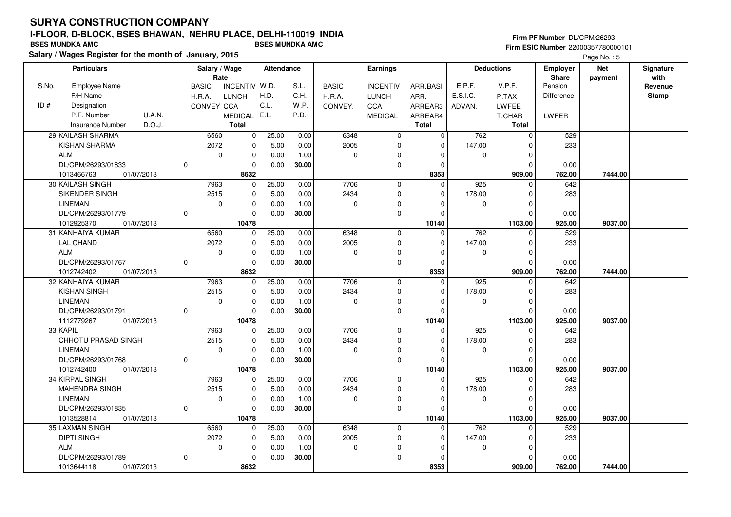# SURYA CONSTRUCTION COMPANY

## I-FLOOR, D-BLOCK, BSES BHAWAN, NEHRU PLACE, DELHI-110019 INDIA

**BSES MUNDKA AMC** BSES MUNDKA AMC

**Salary / Wages Register for the month of January, 2015**

Firm PF Number DL/CPM/26293
Firm ESIC Number 22000357780000101

| S.No. / ID # | Employee Name / F/H Name / Designation / P.F. Number / Insurance Number | U.A.N. / D.O.J. | Salary / Wage Rate: BASIC / H.R.A. / CONVEY | INCENTIV / LUNCH / CCA / MEDICAL / Total | Attendance: W.D. / H.D. / C.L. / E.L. | S.L. / C.H. / W.P. / P.D. | Earnings: BASIC / H.R.A. / CONVEY. | INCENTIV / LUNCH / CCA / MEDICAL | ARR.BASI / ARR. / ARREAR3 / ARREAR4 / Total | Deductions: E.P.F. / E.S.I.C. / ADVAN. | V.P.F. / P.TAX / LWFEE / T.CHAR / Total | Employer Share: Pension / Difference / LWFER | Net payment | Signature with Revenue Stamp |
|---|---|---|---|---|---|---|---|---|---|---|---|---|---|---|
| 29 | KAILASH SHARMA / KISHAN SHARMA / ALM / DL/CPM/26293/01833 / 1013466763 | 0 / 01/07/2013 | 6560 / 2072 / 0 | 0 / 0 / 0 / 0 / 8632 | 25.00 / 5.00 / 0.00 / 0.00 | 0.00 / 0.00 / 1.00 / 30.00 | 6348 / 2005 / 0 | 0 / 0 / 0 / 0 | 0 / 0 / 0 / 0 / 8353 | 762 / 147.00 / 0 | 0 / 0 / 0 / 0 / 909.00 | 529 / 233 / 0.00 / 762.00 | 7444.00 | |
| 30 | KAILASH SINGH / SIKENDER SINGH / LINEMAN / DL/CPM/26293/01779 / 1012925370 | 0 / 01/07/2013 | 7963 / 2515 / 0 | 0 / 0 / 0 / 0 / 10478 | 25.00 / 5.00 / 0.00 / 0.00 | 0.00 / 0.00 / 1.00 / 30.00 | 7706 / 2434 / 0 | 0 / 0 / 0 / 0 | 0 / 0 / 0 / 0 / 10140 | 925 / 178.00 / 0 | 0 / 0 / 0 / 0 / 1103.00 | 642 / 283 / 0.00 / 925.00 | 9037.00 | |
| 31 | KANHAIYA KUMAR / LAL CHAND / ALM / DL/CPM/26293/01767 / 1012742402 | 0 / 01/07/2013 | 6560 / 2072 / 0 | 0 / 0 / 0 / 0 / 8632 | 25.00 / 5.00 / 0.00 / 0.00 | 0.00 / 0.00 / 1.00 / 30.00 | 6348 / 2005 / 0 | 0 / 0 / 0 / 0 | 0 / 0 / 0 / 0 / 8353 | 762 / 147.00 / 0 | 0 / 0 / 0 / 0 / 909.00 | 529 / 233 / 0.00 / 762.00 | 7444.00 | |
| 32 | KANHAIYA KUMAR / KISHAN SINGH / LINEMAN / DL/CPM/26293/01791 / 1112779267 | 0 / 01/07/2013 | 7963 / 2515 / 0 | 0 / 0 / 0 / 0 / 10478 | 25.00 / 5.00 / 0.00 / 0.00 | 0.00 / 0.00 / 1.00 / 30.00 | 7706 / 2434 / 0 | 0 / 0 / 0 / 0 | 0 / 0 / 0 / 0 / 10140 | 925 / 178.00 / 0 | 0 / 0 / 0 / 0 / 1103.00 | 642 / 283 / 0.00 / 925.00 | 9037.00 | |
| 33 | KAPIL / CHHOTU PRASAD SINGH / LINEMAN / DL/CPM/26293/01768 / 1012742400 | 0 / 01/07/2013 | 7963 / 2515 / 0 | 0 / 0 / 0 / 0 / 10478 | 25.00 / 5.00 / 0.00 / 0.00 | 0.00 / 0.00 / 1.00 / 30.00 | 7706 / 2434 / 0 | 0 / 0 / 0 / 0 | 0 / 0 / 0 / 0 / 10140 | 925 / 178.00 / 0 | 0 / 0 / 0 / 0 / 1103.00 | 642 / 283 / 0.00 / 925.00 | 9037.00 | |
| 34 | KIRPAL SINGH / MAHENDRA SINGH / LINEMAN / DL/CPM/26293/01835 / 1013528814 | 0 / 01/07/2013 | 7963 / 2515 / 0 | 0 / 0 / 0 / 0 / 10478 | 25.00 / 5.00 / 0.00 / 0.00 | 0.00 / 0.00 / 1.00 / 30.00 | 7706 / 2434 / 0 | 0 / 0 / 0 / 0 | 0 / 0 / 0 / 0 / 10140 | 925 / 178.00 / 0 | 0 / 0 / 0 / 0 / 1103.00 | 642 / 283 / 0.00 / 925.00 | 9037.00 | |
| 35 | LAXMAN SINGH / DIPTI SINGH / ALM / DL/CPM/26293/01789 / 1013644118 | 0 / 01/07/2013 | 6560 / 2072 / 0 | 0 / 0 / 0 / 0 / 8632 | 25.00 / 5.00 / 0.00 / 0.00 | 0.00 / 0.00 / 1.00 / 30.00 | 6348 / 2005 / 0 | 0 / 0 / 0 / 0 | 0 / 0 / 0 / 0 / 8353 | 762 / 147.00 / 0 | 0 / 0 / 0 / 0 / 909.00 | 529 / 233 / 0.00 / 762.00 | 7444.00 | |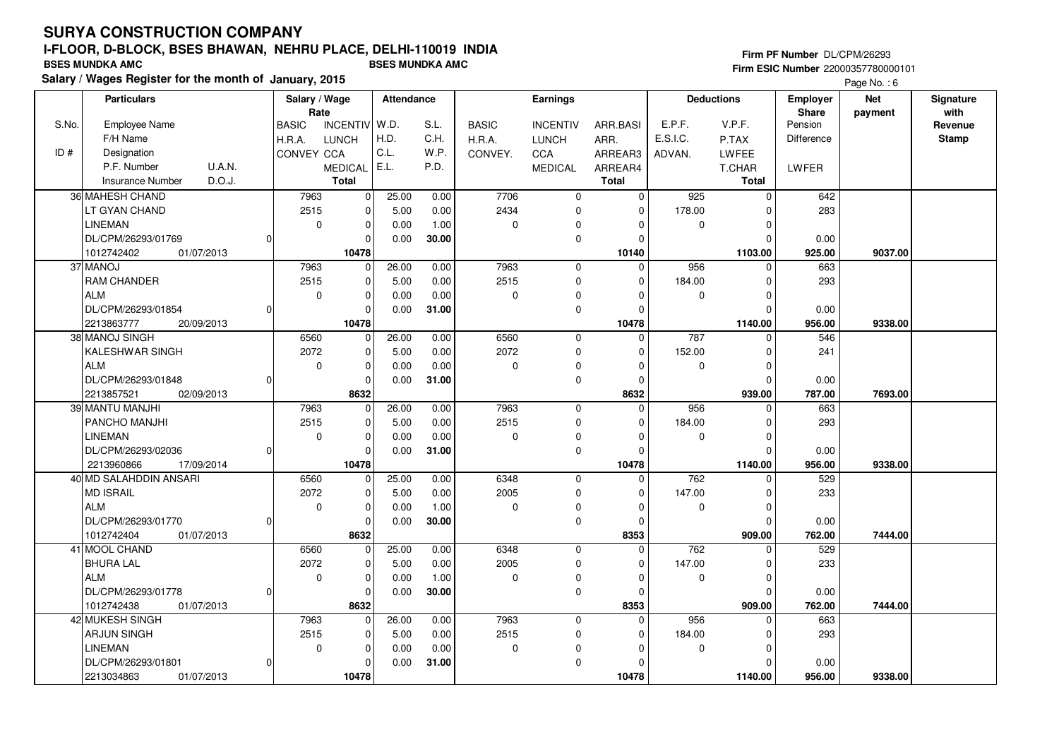# SURYA CONSTRUCTION COMPANY

## I-FLOOR, D-BLOCK, BSES BHAWAN, NEHRU PLACE, DELHI-110019 INDIA

**BSES MUNDKA AMC** &nbsp;&nbsp;&nbsp; **BSES MUNDKA AMC**

**Salary / Wages Register for the month of January, 2015**

**Firm PF Number** DL/CPM/26293
**Firm ESIC Number** 22000357780000101

| S.No. / ID # | Particulars: Employee Name / F/H Name / Designation / P.F. Number / U.A.N. / Insurance Number / D.O.J. | Salary / Wage Rate: BASIC / H.R.A. / CONVEY | INCENTIV / LUNCH / CCA / MEDICAL / Total | Attendance: W.D. / H.D. / C.L. / E.L. | S.L. / C.H. / W.P. / P.D. | Earnings: BASIC / H.R.A. / CONVEY. | INCENTIV / LUNCH / CCA / MEDICAL | ARR.BASI / ARR. / ARREAR3 / ARREAR4 / Total | Deductions: E.P.F. / E.S.I.C. / ADVAN. | V.P.F. / P.TAX / LWFEE / T.CHAR / Total | Employer Share: Pension / Difference / LWFER | Net payment | Signature with Revenue Stamp |
|---|---|---|---|---|---|---|---|---|---|---|---|---|---|
| 36 | MAHESH CHAND / LT GYAN CHAND / LINEMAN / DL/CPM/26293/01769 / 0 / 1012742402 / 01/07/2013 | 7963 / 2515 / 0 | 0 / 0 / 0 / 0 / 10478 | 25.00 / 5.00 / 0.00 / 0.00 | 0.00 / 0.00 / 1.00 / 30.00 | 7706 / 2434 / 0 | 0 / 0 / 0 / 0 | 0 / 0 / 0 / 0 / 10140 | 925 / 178.00 / 0 | 0 / 0 / 0 / 0 / 1103.00 | 642 / 283 / 0.00 / 925.00 | 9037.00 | |
| 37 | MANOJ / RAM CHANDER / ALM / DL/CPM/26293/01854 / 0 / 2213863777 / 20/09/2013 | 7963 / 2515 / 0 | 0 / 0 / 0 / 0 / 10478 | 26.00 / 5.00 / 0.00 / 0.00 | 0.00 / 0.00 / 0.00 / 31.00 | 7963 / 2515 / 0 | 0 / 0 / 0 / 0 | 0 / 0 / 0 / 0 / 10478 | 956 / 184.00 / 0 | 0 / 0 / 0 / 0 / 1140.00 | 663 / 293 / 0.00 / 956.00 | 9338.00 | |
| 38 | MANOJ SINGH / KALESHWAR SINGH / ALM / DL/CPM/26293/01848 / 0 / 2213857521 / 02/09/2013 | 6560 / 2072 / 0 | 0 / 0 / 0 / 0 / 8632 | 26.00 / 5.00 / 0.00 / 0.00 | 0.00 / 0.00 / 0.00 / 31.00 | 6560 / 2072 / 0 | 0 / 0 / 0 / 0 | 0 / 0 / 0 / 0 / 8632 | 787 / 152.00 / 0 | 0 / 0 / 0 / 0 / 939.00 | 546 / 241 / 0.00 / 787.00 | 7693.00 | |
| 39 | MANTU MANJHI / PANCHO MANJHI / LINEMAN / DL/CPM/26293/02036 / 0 / 2213960866 / 17/09/2014 | 7963 / 2515 / 0 | 0 / 0 / 0 / 0 / 10478 | 26.00 / 5.00 / 0.00 / 0.00 | 0.00 / 0.00 / 0.00 / 31.00 | 7963 / 2515 / 0 | 0 / 0 / 0 / 0 | 0 / 0 / 0 / 0 / 10478 | 956 / 184.00 / 0 | 0 / 0 / 0 / 0 / 1140.00 | 663 / 293 / 0.00 / 956.00 | 9338.00 | |
| 40 | MD SALAHDDIN ANSARI / MD ISRAIL / ALM / DL/CPM/26293/01770 / 0 / 1012742404 / 01/07/2013 | 6560 / 2072 / 0 | 0 / 0 / 0 / 0 / 8632 | 25.00 / 5.00 / 0.00 / 0.00 | 0.00 / 0.00 / 1.00 / 30.00 | 6348 / 2005 / 0 | 0 / 0 / 0 / 0 | 0 / 0 / 0 / 0 / 8353 | 762 / 147.00 / 0 | 0 / 0 / 0 / 0 / 909.00 | 529 / 233 / 0.00 / 762.00 | 7444.00 | |
| 41 | MOOL CHAND / BHURA LAL / ALM / DL/CPM/26293/01778 / 0 / 1012742438 / 01/07/2013 | 6560 / 2072 / 0 | 0 / 0 / 0 / 0 / 8632 | 25.00 / 5.00 / 0.00 / 0.00 | 0.00 / 0.00 / 1.00 / 30.00 | 6348 / 2005 / 0 | 0 / 0 / 0 / 0 | 0 / 0 / 0 / 0 / 8353 | 762 / 147.00 / 0 | 0 / 0 / 0 / 0 / 909.00 | 529 / 233 / 0.00 / 762.00 | 7444.00 | |
| 42 | MUKESH SINGH / ARJUN SINGH / LINEMAN / DL/CPM/26293/01801 / 0 / 2213034863 / 01/07/2013 | 7963 / 2515 / 0 | 0 / 0 / 0 / 0 / 10478 | 26.00 / 5.00 / 0.00 / 0.00 | 0.00 / 0.00 / 0.00 / 31.00 | 7963 / 2515 / 0 | 0 / 0 / 0 / 0 | 0 / 0 / 0 / 0 / 10478 | 956 / 184.00 / 0 | 0 / 0 / 0 / 0 / 1140.00 | 663 / 293 / 0.00 / 956.00 | 9338.00 | |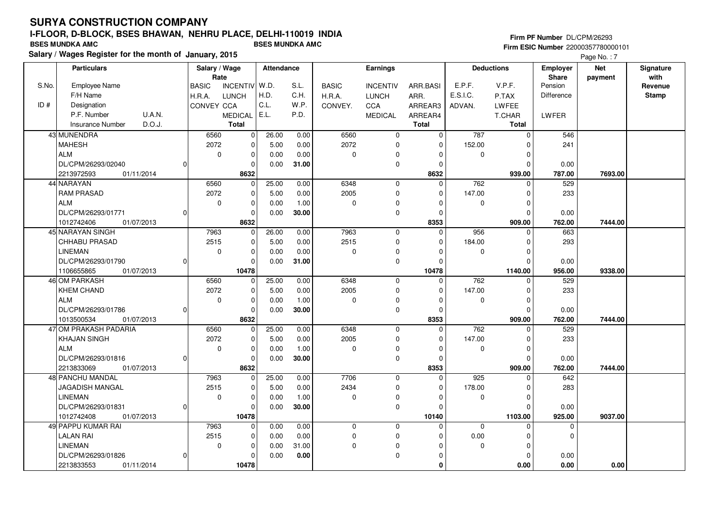# SURYA CONSTRUCTION COMPANY

## I-FLOOR, D-BLOCK, BSES BHAWAN, NEHRU PLACE, DELHI-110019 INDIA

**BSES MUNDKA AMC** | **BSES MUNDKA AMC**

**Salary / Wages Register for the month of January, 2015**

**Firm PF Number** DL/CPM/26293
**Firm ESIC Number** 22000357780000101

Page No. : 7

| S.No. / ID # | Particulars: Employee Name / F/H Name / Designation / P.F. Number / U.A.N. / Insurance Number / D.O.J. | Salary / Wage Rate: BASIC / H.R.A. / CONVEY | Salary / Wage Rate: INCENTIV / LUNCH / CCA / MEDICAL / Total | Attendance: W.D. / H.D. / C.L. / E.L. | Attendance: S.L. / C.H. / W.P. / P.D. | Earnings: BASIC / H.R.A. / CONVEY. | Earnings: INCENTIV / LUNCH / CCA / MEDICAL | Earnings: ARR.BASI / ARR. / ARREAR3 / ARREAR4 / Total | Deductions: E.P.F. / E.S.I.C. / ADVAN. | Deductions: V.P.F. / P.TAX / LWFEE / T.CHAR / Total | Employer Share: Pension / Difference / LWFER | Net payment | Signature with Revenue Stamp |
|---|---|---|---|---|---|---|---|---|---|---|---|---|---|
| 43 | MUNENDRA / MAHESH / ALM / DL/CPM/26293/02040 / 0 / 2213972593 / 01/11/2014 | 6560 / 2072 / 0 | 0 / 0 / 0 / 0 / 8632 | 26.00 / 5.00 / 0.00 / 0.00 | 0.00 / 0.00 / 0.00 / 31.00 | 6560 / 2072 / 0 | 0 / 0 / 0 / 0 | 0 / 0 / 0 / 0 / 8632 | 787 / 152.00 / 0 | 0 / 0 / 0 / 0 / 939.00 | 546 / 241 / 0.00 / 787.00 | 7693.00 | |
| 44 | NARAYAN / RAM PRASAD / ALM / DL/CPM/26293/01771 / 0 / 1012742406 / 01/07/2013 | 6560 / 2072 / 0 | 0 / 0 / 0 / 0 / 8632 | 25.00 / 5.00 / 0.00 / 0.00 | 0.00 / 0.00 / 1.00 / 30.00 | 6348 / 2005 / 0 | 0 / 0 / 0 / 0 | 0 / 0 / 0 / 0 / 8353 | 762 / 147.00 / 0 | 0 / 0 / 0 / 0 / 909.00 | 529 / 233 / 0.00 / 762.00 | 7444.00 | |
| 45 | NARAYAN SINGH / CHHABU PRASAD / LINEMAN / DL/CPM/26293/01790 / 0 / 1106655865 / 01/07/2013 | 7963 / 2515 / 0 | 0 / 0 / 0 / 0 / 10478 | 26.00 / 5.00 / 0.00 / 0.00 | 0.00 / 0.00 / 0.00 / 31.00 | 7963 / 2515 / 0 | 0 / 0 / 0 / 0 | 0 / 0 / 0 / 0 / 10478 | 956 / 184.00 / 0 | 0 / 0 / 0 / 0 / 1140.00 | 663 / 293 / 0.00 / 956.00 | 9338.00 | |
| 46 | OM PARKASH / KHEM CHAND / ALM / DL/CPM/26293/01786 / 0 / 1013500534 / 01/07/2013 | 6560 / 2072 / 0 | 0 / 0 / 0 / 0 / 8632 | 25.00 / 5.00 / 0.00 / 0.00 | 0.00 / 0.00 / 1.00 / 30.00 | 6348 / 2005 / 0 | 0 / 0 / 0 / 0 | 0 / 0 / 0 / 0 / 8353 | 762 / 147.00 / 0 | 0 / 0 / 0 / 0 / 909.00 | 529 / 233 / 0.00 / 762.00 | 7444.00 | |
| 47 | OM PRAKASH PADARIA / KHAJAN SINGH / ALM / DL/CPM/26293/01816 / 0 / 2213833069 / 01/07/2013 | 6560 / 2072 / 0 | 0 / 0 / 0 / 0 / 8632 | 25.00 / 5.00 / 0.00 / 0.00 | 0.00 / 0.00 / 1.00 / 30.00 | 6348 / 2005 / 0 | 0 / 0 / 0 / 0 | 0 / 0 / 0 / 0 / 8353 | 762 / 147.00 / 0 | 0 / 0 / 0 / 0 / 909.00 | 529 / 233 / 0.00 / 762.00 | 7444.00 | |
| 48 | PANCHU MANDAL / JAGADISH MANGAL / LINEMAN / DL/CPM/26293/01831 / 0 / 1012742408 / 01/07/2013 | 7963 / 2515 / 0 | 0 / 0 / 0 / 0 / 10478 | 25.00 / 5.00 / 0.00 / 0.00 | 0.00 / 0.00 / 1.00 / 30.00 | 7706 / 2434 / 0 | 0 / 0 / 0 / 0 | 0 / 0 / 0 / 0 / 10140 | 925 / 178.00 / 0 | 0 / 0 / 0 / 0 / 1103.00 | 642 / 283 / 0.00 / 925.00 | 9037.00 | |
| 49 | PAPPU KUMAR RAI / LALAN RAI / LINEMAN / DL/CPM/26293/01826 / 0 / 2213833553 / 01/11/2014 | 7963 / 2515 / 0 | 0 / 0 / 0 / 0 / 10478 | 0.00 / 0.00 / 0.00 / 0.00 | 0.00 / 0.00 / 31.00 / 0.00 | 0 / 0 / 0 | 0 / 0 / 0 / 0 | 0 / 0 / 0 / 0 / 0 | 0 / 0.00 / 0 | 0 / 0 / 0 / 0 / 0.00 | 0 / 0 / 0.00 / 0.00 | 0.00 | |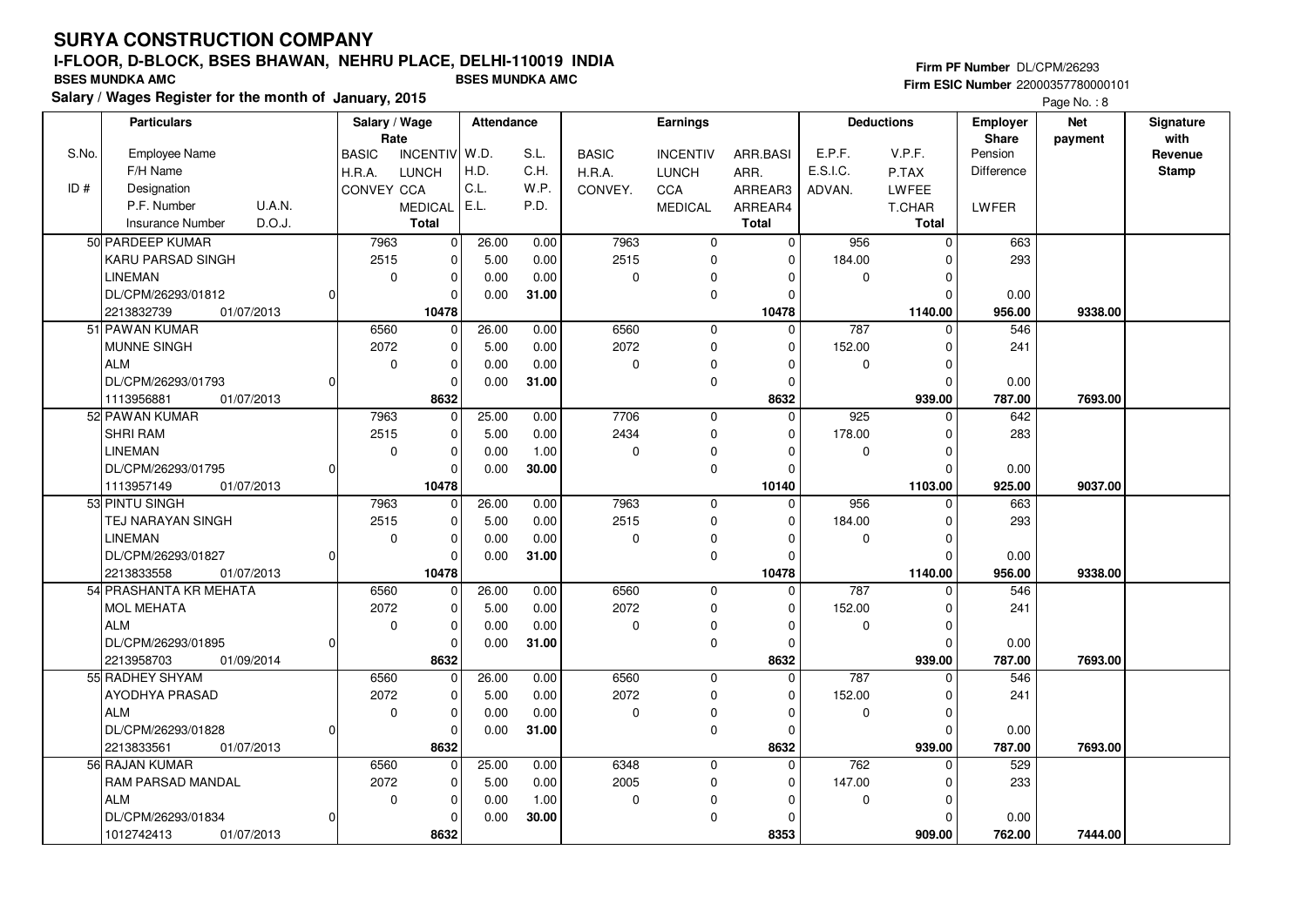# SURYA CONSTRUCTION COMPANY

## I-FLOOR, D-BLOCK, BSES BHAWAN, NEHRU PLACE, DELHI-110019 INDIA

**BSES MUNDKA AMC** | **BSES MUNDKA AMC**

**Salary / Wages Register for the month of January, 2015**

**Firm PF Number** DL/CPM/26293
**Firm ESIC Number** 22000357780000101

Page No. : 8

| S.No. / ID # | Particulars: Employee Name / F/H Name / Designation / P.F. Number U.A.N. / Insurance Number D.O.J. | Salary / Wage Rate: BASIC / H.R.A. / CONVEY | INCENTIV / LUNCH / CCA / MEDICAL / Total | Attendance: W.D. / H.D. / C.L. / E.L. | S.L. / C.H. / W.P. / P.D. | Earnings: BASIC / H.R.A. / CONVEY. | INCENTIV / LUNCH / CCA / MEDICAL | ARR.BASI / ARR. / ARREAR3 / ARREAR4 / Total | Deductions: E.P.F. / E.S.I.C. / ADVAN. | V.P.F. / P.TAX / LWFEE / T.CHAR / Total | Employer Share: Pension / Difference / LWFER | Net payment | Signature with Revenue Stamp |
|---|---|---|---|---|---|---|---|---|---|---|---|---|---|
| 50 | PARDEEP KUMAR<br>KARU PARSAD SINGH<br>LINEMAN<br>DL/CPM/26293/01812 0<br>2213832739 01/07/2013 | 7963<br>2515<br>0 | 0<br>0<br>0<br>0<br>10478 | 26.00<br>5.00<br>0.00<br>0.00 | 0.00<br>0.00<br>0.00<br>31.00 | 7963<br>2515<br>0 | 0<br>0<br>0<br>0 | 0<br>0<br>0<br>0<br>10478 | 956<br>184.00<br>0 | 0<br>0<br>0<br>0<br>1140.00 | 663<br>293<br>0.00<br>956.00 | 9338.00 | |
| 51 | PAWAN KUMAR<br>MUNNE SINGH<br>ALM<br>DL/CPM/26293/01793 0<br>1113956881 01/07/2013 | 6560<br>2072<br>0 | 0<br>0<br>0<br>0<br>8632 | 26.00<br>5.00<br>0.00<br>0.00 | 0.00<br>0.00<br>0.00<br>31.00 | 6560<br>2072<br>0 | 0<br>0<br>0<br>0 | 0<br>0<br>0<br>0<br>8632 | 787<br>152.00<br>0 | 0<br>0<br>0<br>0<br>939.00 | 546<br>241<br>0.00<br>787.00 | 7693.00 | |
| 52 | PAWAN KUMAR<br>SHRI RAM<br>LINEMAN<br>DL/CPM/26293/01795 0<br>1113957149 01/07/2013 | 7963<br>2515<br>0 | 0<br>0<br>0<br>0<br>10478 | 25.00<br>5.00<br>0.00<br>0.00 | 0.00<br>0.00<br>1.00<br>30.00 | 7706<br>2434<br>0 | 0<br>0<br>0<br>0 | 0<br>0<br>0<br>0<br>10140 | 925<br>178.00<br>0 | 0<br>0<br>0<br>0<br>1103.00 | 642<br>283<br>0.00<br>925.00 | 9037.00 | |
| 53 | PINTU SINGH<br>TEJ NARAYAN SINGH<br>LINEMAN<br>DL/CPM/26293/01827 0<br>2213833558 01/07/2013 | 7963<br>2515<br>0 | 0<br>0<br>0<br>0<br>10478 | 26.00<br>5.00<br>0.00<br>0.00 | 0.00<br>0.00<br>0.00<br>31.00 | 7963<br>2515<br>0 | 0<br>0<br>0<br>0 | 0<br>0<br>0<br>0<br>10478 | 956<br>184.00<br>0 | 0<br>0<br>0<br>0<br>1140.00 | 663<br>293<br>0.00<br>956.00 | 9338.00 | |
| 54 | PRASHANTA KR MEHATA<br>MOL MEHATA<br>ALM<br>DL/CPM/26293/01895 0<br>2213958703 01/09/2014 | 6560<br>2072<br>0 | 0<br>0<br>0<br>0<br>8632 | 26.00<br>5.00<br>0.00<br>0.00 | 0.00<br>0.00<br>0.00<br>31.00 | 6560<br>2072<br>0 | 0<br>0<br>0<br>0 | 0<br>0<br>0<br>0<br>8632 | 787<br>152.00<br>0 | 0<br>0<br>0<br>0<br>939.00 | 546<br>241<br>0.00<br>787.00 | 7693.00 | |
| 55 | RADHEY SHYAM<br>AYODHYA PRASAD<br>ALM<br>DL/CPM/26293/01828 0<br>2213833561 01/07/2013 | 6560<br>2072<br>0 | 0<br>0<br>0<br>0<br>8632 | 26.00<br>5.00<br>0.00<br>0.00 | 0.00<br>0.00<br>0.00<br>31.00 | 6560<br>2072<br>0 | 0<br>0<br>0<br>0 | 0<br>0<br>0<br>0<br>8632 | 787<br>152.00<br>0 | 0<br>0<br>0<br>0<br>939.00 | 546<br>241<br>0.00<br>787.00 | 7693.00 | |
| 56 | RAJAN KUMAR<br>RAM PARSAD MANDAL<br>ALM<br>DL/CPM/26293/01834 0<br>1012742413 01/07/2013 | 6560<br>2072<br>0 | 0<br>0<br>0<br>0<br>8632 | 25.00<br>5.00<br>0.00<br>0.00 | 0.00<br>0.00<br>1.00<br>30.00 | 6348<br>2005<br>0 | 0<br>0<br>0<br>0 | 0<br>0<br>0<br>0<br>8353 | 762<br>147.00<br>0 | 0<br>0<br>0<br>0<br>909.00 | 529<br>233<br>0.00<br>762.00 | 7444.00 | |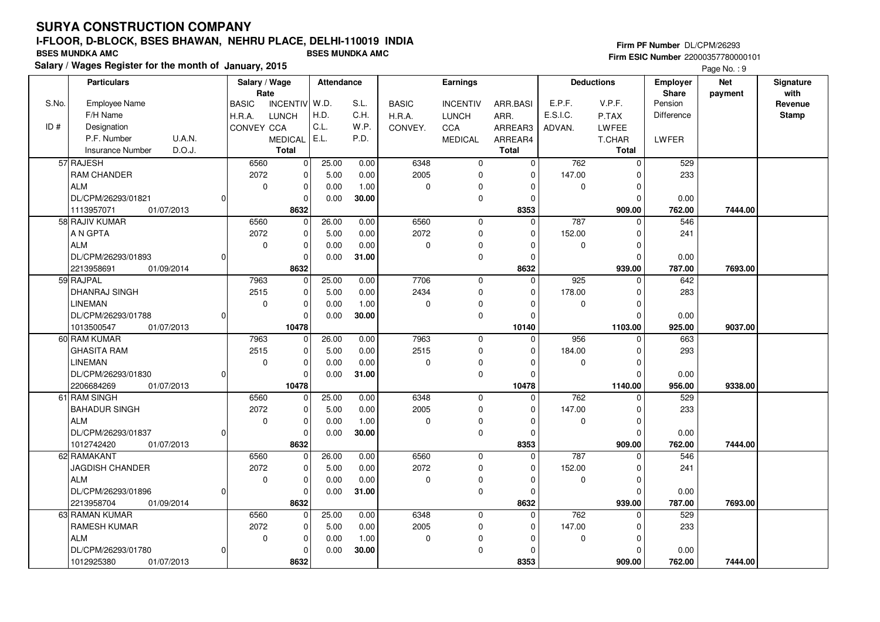# SURYA CONSTRUCTION COMPANY

## I-FLOOR, D-BLOCK, BSES BHAWAN, NEHRU PLACE, DELHI-110019 INDIA

**BSES MUNDKA AMC** — **BSES MUNDKA AMC**

**Salary / Wages Register for the month of January, 2015**

**Firm PF Number** DL/CPM/26293
**Firm ESIC Number** 22000357780000101

| S.No. / ID # | Employee Name / F/H Name / Designation / P.F. Number / Insurance Number | U.A.N. / D.O.J. | Salary / Wage Rate: BASIC / H.R.A. / CONVEY | INCENTIV / LUNCH / CCA / MEDICAL / Total | Attendance: W.D. / H.D. / C.L. / E.L. | S.L. / C.H. / W.P. / P.D. | Earnings: BASIC / H.R.A. / CONVEY. | INCENTIV / LUNCH / CCA / MEDICAL | ARR.BASI / ARR. / ARREAR3 / ARREAR4 / Total | Deductions: E.P.F. / E.S.I.C. / ADVAN. | V.P.F. / P.TAX / LWFEE / T.CHAR / Total | Employer Share: Pension / Difference / LWFER | Net payment | Signature with Revenue Stamp |
|---|---|---|---|---|---|---|---|---|---|---|---|---|---|---|
| 57 | RAJESH | | 6560 | 0 | 25.00 | 0.00 | 6348 | 0 | 0 | 762 | 0 | 529 | | |
| | RAM CHANDER | | 2072 | 0 | 5.00 | 0.00 | 2005 | 0 | 0 | 147.00 | 0 | 233 | | |
| | ALM | | 0 | 0 | 0.00 | 1.00 | 0 | 0 | 0 | 0 | 0 | | | |
| | DL/CPM/26293/01821 | 0 | | 0 | 0.00 | 30.00 | | 0 | 0 | | 0 | 0.00 | | |
| | 1113957071 | 01/07/2013 | | 8632 | | | | | 8353 | | 909.00 | 762.00 | 7444.00 | |
| 58 | RAJIV KUMAR | | 6560 | 0 | 26.00 | 0.00 | 6560 | 0 | 0 | 787 | 0 | 546 | | |
| | A N GPTA | | 2072 | 0 | 5.00 | 0.00 | 2072 | 0 | 0 | 152.00 | 0 | 241 | | |
| | ALM | | 0 | 0 | 0.00 | 0.00 | 0 | 0 | 0 | 0 | 0 | | | |
| | DL/CPM/26293/01893 | 0 | | 0 | 0.00 | 31.00 | | 0 | 0 | | 0 | 0.00 | | |
| | 2213958691 | 01/09/2014 | | 8632 | | | | | 8632 | | 939.00 | 787.00 | 7693.00 | |
| 59 | RAJPAL | | 7963 | 0 | 25.00 | 0.00 | 7706 | 0 | 0 | 925 | 0 | 642 | | |
| | DHANRAJ SINGH | | 2515 | 0 | 5.00 | 0.00 | 2434 | 0 | 0 | 178.00 | 0 | 283 | | |
| | LINEMAN | | 0 | 0 | 0.00 | 1.00 | 0 | 0 | 0 | 0 | 0 | | | |
| | DL/CPM/26293/01788 | 0 | | 0 | 0.00 | 30.00 | | 0 | 0 | | 0 | 0.00 | | |
| | 1013500547 | 01/07/2013 | | 10478 | | | | | 10140 | | 1103.00 | 925.00 | 9037.00 | |
| 60 | RAM KUMAR | | 7963 | 0 | 26.00 | 0.00 | 7963 | 0 | 0 | 956 | 0 | 663 | | |
| | GHASITA RAM | | 2515 | 0 | 5.00 | 0.00 | 2515 | 0 | 0 | 184.00 | 0 | 293 | | |
| | LINEMAN | | 0 | 0 | 0.00 | 0.00 | 0 | 0 | 0 | 0 | 0 | | | |
| | DL/CPM/26293/01830 | 0 | | 0 | 0.00 | 31.00 | | 0 | 0 | | 0 | 0.00 | | |
| | 2206684269 | 01/07/2013 | | 10478 | | | | | 10478 | | 1140.00 | 956.00 | 9338.00 | |
| 61 | RAM SINGH | | 6560 | 0 | 25.00 | 0.00 | 6348 | 0 | 0 | 762 | 0 | 529 | | |
| | BAHADUR SINGH | | 2072 | 0 | 5.00 | 0.00 | 2005 | 0 | 0 | 147.00 | 0 | 233 | | |
| | ALM | | 0 | 0 | 0.00 | 1.00 | 0 | 0 | 0 | 0 | 0 | | | |
| | DL/CPM/26293/01837 | 0 | | 0 | 0.00 | 30.00 | | 0 | 0 | | 0 | 0.00 | | |
| | 1012742420 | 01/07/2013 | | 8632 | | | | | 8353 | | 909.00 | 762.00 | 7444.00 | |
| 62 | RAMAKANT | | 6560 | 0 | 26.00 | 0.00 | 6560 | 0 | 0 | 787 | 0 | 546 | | |
| | JAGDISH CHANDER | | 2072 | 0 | 5.00 | 0.00 | 2072 | 0 | 0 | 152.00 | 0 | 241 | | |
| | ALM | | 0 | 0 | 0.00 | 0.00 | 0 | 0 | 0 | 0 | 0 | | | |
| | DL/CPM/26293/01896 | 0 | | 0 | 0.00 | 31.00 | | 0 | 0 | | 0 | 0.00 | | |
| | 2213958704 | 01/09/2014 | | 8632 | | | | | 8632 | | 939.00 | 787.00 | 7693.00 | |
| 63 | RAMAN KUMAR | | 6560 | 0 | 25.00 | 0.00 | 6348 | 0 | 0 | 762 | 0 | 529 | | |
| | RAMESH KUMAR | | 2072 | 0 | 5.00 | 0.00 | 2005 | 0 | 0 | 147.00 | 0 | 233 | | |
| | ALM | | 0 | 0 | 0.00 | 1.00 | 0 | 0 | 0 | 0 | 0 | | | |
| | DL/CPM/26293/01780 | 0 | | 0 | 0.00 | 30.00 | | 0 | 0 | | 0 | 0.00 | | |
| | 1012925380 | 01/07/2013 | | 8632 | | | | | 8353 | | 909.00 | 762.00 | 7444.00 | |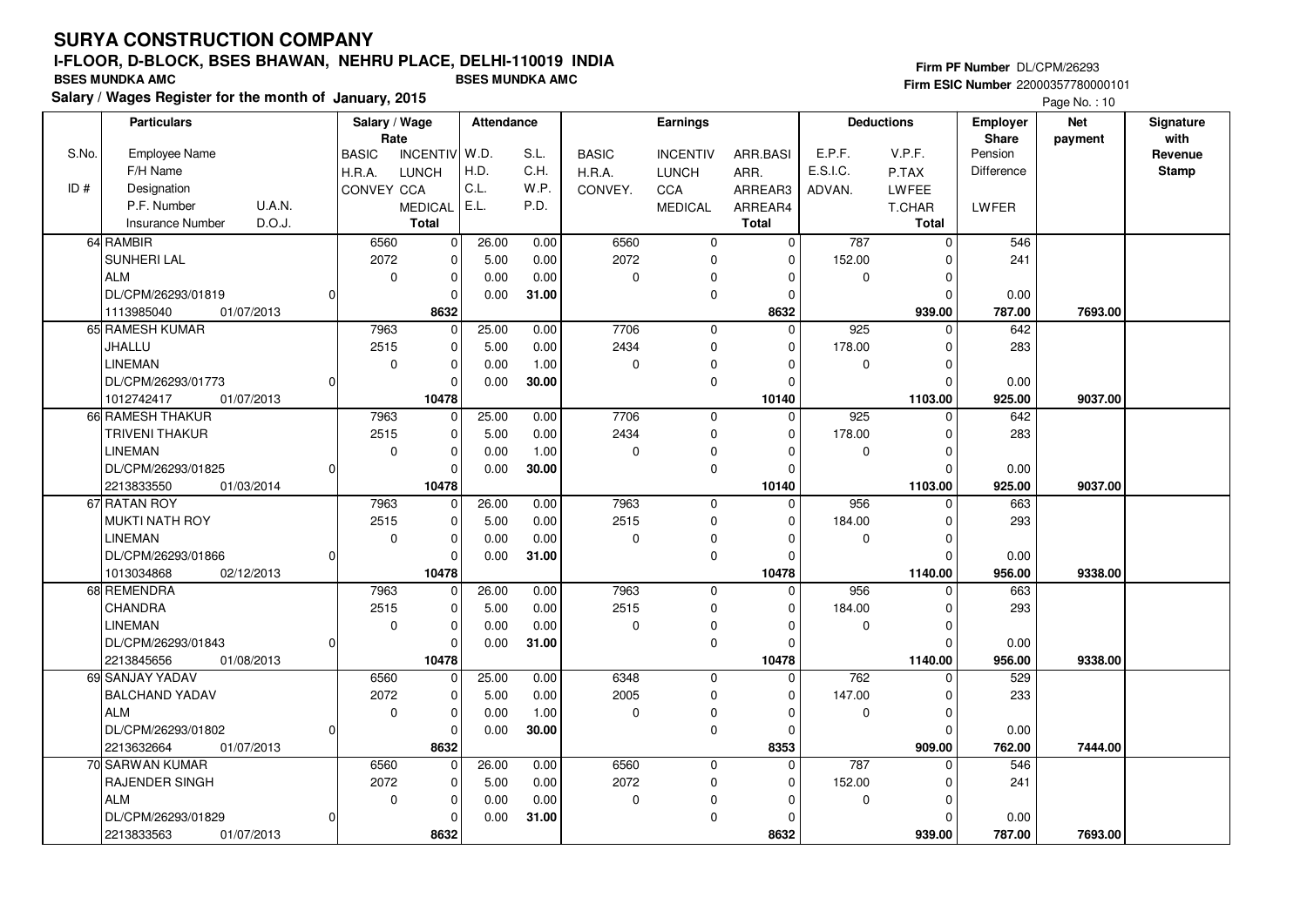# SURYA CONSTRUCTION COMPANY

## I-FLOOR, D-BLOCK, BSES BHAWAN, NEHRU PLACE, DELHI-110019 INDIA

**BSES MUNDKA AMC** | **BSES MUNDKA AMC**

**Salary / Wages Register for the month of January, 2015**

**Firm PF Number** DL/CPM/26293
**Firm ESIC Number** 22000357780000101

| S.No. / ID # | Particulars: Employee Name / F/H Name / Designation / P.F. Number / U.A.N. / Insurance Number / D.O.J. | Salary / Wage Rate: BASIC / H.R.A. / CONVEY / | Salary / Wage Rate: INCENTIV / LUNCH / CCA / MEDICAL / Total | Attendance: W.D. / H.D. / C.L. / E.L. | Attendance: S.L. / C.H. / W.P. / P.D. | Earnings: BASIC / H.R.A. / CONVEY. | Earnings: INCENTIV / LUNCH / CCA / MEDICAL | Earnings: ARR.BASI / ARR. / ARREAR3 / ARREAR4 / Total | Deductions: E.P.F. / E.S.I.C. / ADVAN. | Deductions: V.P.F. / P.TAX / LWFEE / T.CHAR / Total | Employer Share: Pension / Difference / LWFER | Net payment | Signature with Revenue Stamp |
|---|---|---|---|---|---|---|---|---|---|---|---|---|---|
| 64 | RAMBIR / SUNHERI LAL / ALM / DL/CPM/26293/01819 / 0 / 1113985040 / 01/07/2013 | 6560 / 2072 / 0 | 0 / 0 / 0 / 0 / 8632 | 26.00 / 5.00 / 0.00 / 0.00 | 0.00 / 0.00 / 0.00 / 31.00 | 6560 / 2072 / 0 | 0 / 0 / 0 / 0 | 0 / 0 / 0 / 0 / 8632 | 787 / 152.00 / 0 | 0 / 0 / 0 / 0 / 939.00 | 546 / 241 / 0.00 / 787.00 | 7693.00 | |
| 65 | RAMESH KUMAR / JHALLU / LINEMAN / DL/CPM/26293/01773 / 0 / 1012742417 / 01/07/2013 | 7963 / 2515 / 0 | 0 / 0 / 0 / 0 / 10478 | 25.00 / 5.00 / 0.00 / 0.00 | 0.00 / 0.00 / 1.00 / 30.00 | 7706 / 2434 / 0 | 0 / 0 / 0 / 0 | 0 / 0 / 0 / 0 / 10140 | 925 / 178.00 / 0 | 0 / 0 / 0 / 0 / 1103.00 | 642 / 283 / 0.00 / 925.00 | 9037.00 | |
| 66 | RAMESH THAKUR / TRIVENI THAKUR / LINEMAN / DL/CPM/26293/01825 / 0 / 2213833550 / 01/03/2014 | 7963 / 2515 / 0 | 0 / 0 / 0 / 0 / 10478 | 25.00 / 5.00 / 0.00 / 0.00 | 0.00 / 0.00 / 1.00 / 30.00 | 7706 / 2434 / 0 | 0 / 0 / 0 / 0 | 0 / 0 / 0 / 0 / 10140 | 925 / 178.00 / 0 | 0 / 0 / 0 / 0 / 1103.00 | 642 / 283 / 0.00 / 925.00 | 9037.00 | |
| 67 | RATAN ROY / MUKTI NATH ROY / LINEMAN / DL/CPM/26293/01866 / 0 / 1013034868 / 02/12/2013 | 7963 / 2515 / 0 | 0 / 0 / 0 / 0 / 10478 | 26.00 / 5.00 / 0.00 / 0.00 | 0.00 / 0.00 / 0.00 / 31.00 | 7963 / 2515 / 0 | 0 / 0 / 0 / 0 | 0 / 0 / 0 / 0 / 10478 | 956 / 184.00 / 0 | 0 / 0 / 0 / 0 / 1140.00 | 663 / 293 / 0.00 / 956.00 | 9338.00 | |
| 68 | REMENDRA / CHANDRA / LINEMAN / DL/CPM/26293/01843 / 0 / 2213845656 / 01/08/2013 | 7963 / 2515 / 0 | 0 / 0 / 0 / 0 / 10478 | 26.00 / 5.00 / 0.00 / 0.00 | 0.00 / 0.00 / 0.00 / 31.00 | 7963 / 2515 / 0 | 0 / 0 / 0 / 0 | 0 / 0 / 0 / 0 / 10478 | 956 / 184.00 / 0 | 0 / 0 / 0 / 0 / 1140.00 | 663 / 293 / 0.00 / 956.00 | 9338.00 | |
| 69 | SANJAY YADAV / BALCHAND YADAV / ALM / DL/CPM/26293/01802 / 0 / 2213632664 / 01/07/2013 | 6560 / 2072 / 0 | 0 / 0 / 0 / 0 / 8632 | 25.00 / 5.00 / 0.00 / 0.00 | 0.00 / 0.00 / 1.00 / 30.00 | 6348 / 2005 / 0 | 0 / 0 / 0 / 0 | 0 / 0 / 0 / 0 / 8353 | 762 / 147.00 / 0 | 0 / 0 / 0 / 0 / 909.00 | 529 / 233 / 0.00 / 762.00 | 7444.00 | |
| 70 | SARWAN KUMAR / RAJENDER SINGH / ALM / DL/CPM/26293/01829 / 0 / 2213833563 / 01/07/2013 | 6560 / 2072 / 0 | 0 / 0 / 0 / 0 / 8632 | 26.00 / 5.00 / 0.00 / 0.00 | 0.00 / 0.00 / 0.00 / 31.00 | 6560 / 2072 / 0 | 0 / 0 / 0 / 0 | 0 / 0 / 0 / 0 / 8632 | 787 / 152.00 / 0 | 0 / 0 / 0 / 0 / 939.00 | 546 / 241 / 0.00 / 787.00 | 7693.00 | |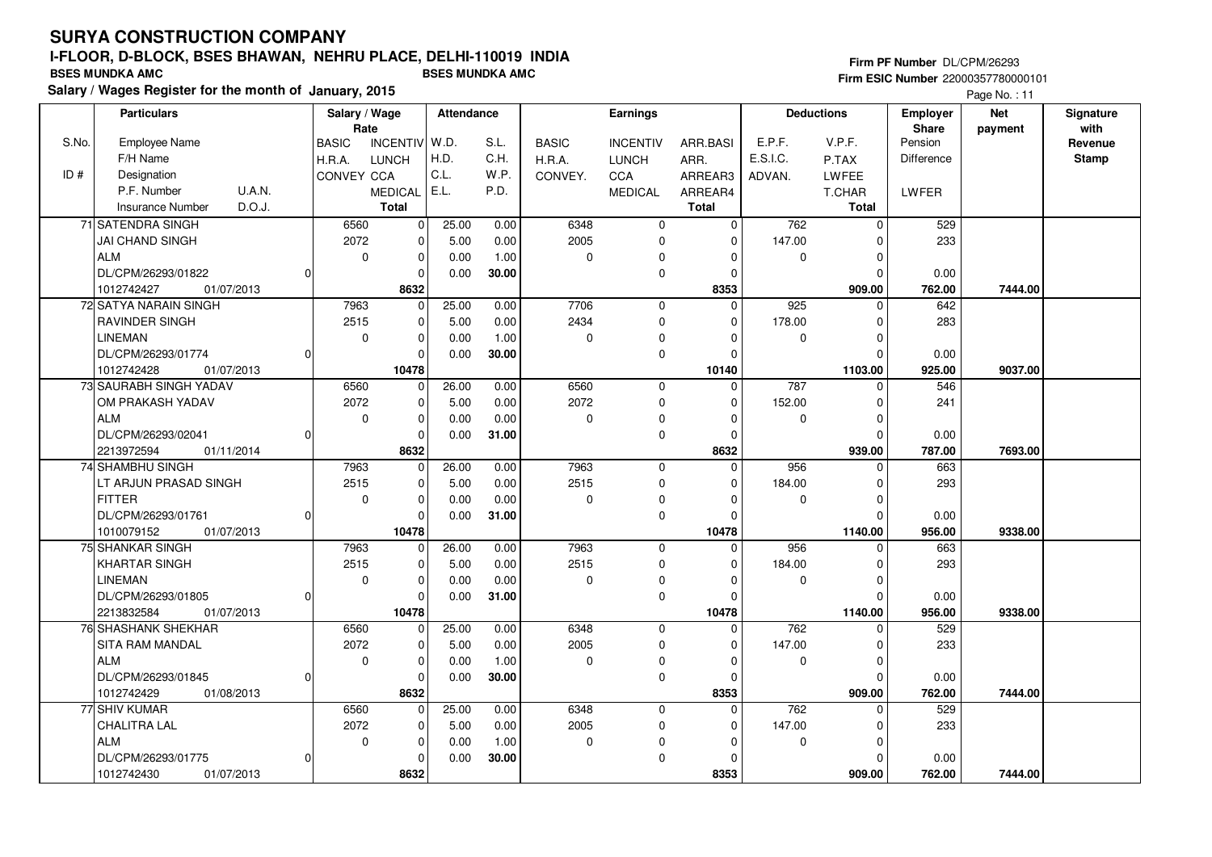# SURYA CONSTRUCTION COMPANY

## I-FLOOR, D-BLOCK, BSES BHAWAN, NEHRU PLACE, DELHI-110019 INDIA

**BSES MUNDKA AMC** BSES MUNDKA AMC

**Salary / Wages Register for the month of January, 2015**

Firm PF Number DL/CPM/26293
Firm ESIC Number 22000357780000101

Page No. : 11

| S.No. / ID # | Particulars: Employee Name / F/H Name / Designation / P.F. Number / U.A.N. / Insurance Number / D.O.J. | Salary / Wage Rate: BASIC / H.R.A. / CONVEY | INCENTIV / LUNCH / CCA / MEDICAL / Total | Attendance: W.D. / H.D. / C.L. / E.L. | S.L. / C.H. / W.P. / P.D. | Earnings: BASIC / H.R.A. / CONVEY. | INCENTIV / LUNCH / CCA / MEDICAL | ARR.BASI / ARR. / ARREAR3 / ARREAR4 / Total | Deductions: E.P.F. / E.S.I.C. / ADVAN. | V.P.F. / P.TAX / LWFEE / T.CHAR / Total | Employer Share: Pension / Difference / LWFER | Net payment | Signature with Revenue Stamp |
|---|---|---|---|---|---|---|---|---|---|---|---|---|---|
| 71 | SATENDRA SINGH<br>JAI CHAND SINGH<br>ALM<br>DL/CPM/26293/01822 0<br>1012742427 01/07/2013 | 6560<br>2072<br>0 | 0<br>0<br>0<br>0<br>8632 | 25.00<br>5.00<br>0.00<br>0.00 | 0.00<br>0.00<br>1.00<br>30.00 | 6348<br>2005<br>0 | 0<br>0<br>0<br>0 | 0<br>0<br>0<br>0<br>8353 | 762<br>147.00<br>0 | 0<br>0<br>0<br>0<br>909.00 | 529<br>233<br>0.00<br>762.00 | 7444.00 | |
| 72 | SATYA NARAIN SINGH<br>RAVINDER SINGH<br>LINEMAN<br>DL/CPM/26293/01774 0<br>1012742428 01/07/2013 | 7963<br>2515<br>0 | 0<br>0<br>0<br>0<br>10478 | 25.00<br>5.00<br>0.00<br>0.00 | 0.00<br>0.00<br>1.00<br>30.00 | 7706<br>2434<br>0 | 0<br>0<br>0<br>0 | 0<br>0<br>0<br>0<br>10140 | 925<br>178.00<br>0 | 0<br>0<br>0<br>0<br>1103.00 | 642<br>283<br>0.00<br>925.00 | 9037.00 | |
| 73 | SAURABH SINGH YADAV<br>OM PRAKASH YADAV<br>ALM<br>DL/CPM/26293/02041 0<br>2213972594 01/11/2014 | 6560<br>2072<br>0 | 0<br>0<br>0<br>0<br>8632 | 26.00<br>5.00<br>0.00<br>0.00 | 0.00<br>0.00<br>0.00<br>31.00 | 6560<br>2072<br>0 | 0<br>0<br>0<br>0 | 0<br>0<br>0<br>0<br>8632 | 787<br>152.00<br>0 | 0<br>0<br>0<br>0<br>939.00 | 546<br>241<br>0.00<br>787.00 | 7693.00 | |
| 74 | SHAMBHU SINGH<br>LT ARJUN PRASAD SINGH<br>FITTER<br>DL/CPM/26293/01761 0<br>1010079152 01/07/2013 | 7963<br>2515<br>0 | 0<br>0<br>0<br>0<br>10478 | 26.00<br>5.00<br>0.00<br>0.00 | 0.00<br>0.00<br>0.00<br>31.00 | 7963<br>2515<br>0 | 0<br>0<br>0<br>0 | 0<br>0<br>0<br>0<br>10478 | 956<br>184.00<br>0 | 0<br>0<br>0<br>0<br>1140.00 | 663<br>293<br>0.00<br>956.00 | 9338.00 | |
| 75 | SHANKAR SINGH<br>KHARTAR SINGH<br>LINEMAN<br>DL/CPM/26293/01805 0<br>2213832584 01/07/2013 | 7963<br>2515<br>0 | 0<br>0<br>0<br>0<br>10478 | 26.00<br>5.00<br>0.00<br>0.00 | 0.00<br>0.00<br>0.00<br>31.00 | 7963<br>2515<br>0 | 0<br>0<br>0<br>0 | 0<br>0<br>0<br>0<br>10478 | 956<br>184.00<br>0 | 0<br>0<br>0<br>0<br>1140.00 | 663<br>293<br>0.00<br>956.00 | 9338.00 | |
| 76 | SHASHANK SHEKHAR<br>SITA RAM MANDAL<br>ALM<br>DL/CPM/26293/01845 0<br>1012742429 01/08/2013 | 6560<br>2072<br>0 | 0<br>0<br>0<br>0<br>8632 | 25.00<br>5.00<br>0.00<br>0.00 | 0.00<br>0.00<br>1.00<br>30.00 | 6348<br>2005<br>0 | 0<br>0<br>0<br>0 | 0<br>0<br>0<br>0<br>8353 | 762<br>147.00<br>0 | 0<br>0<br>0<br>0<br>909.00 | 529<br>233<br>0.00<br>762.00 | 7444.00 | |
| 77 | SHIV KUMAR<br>CHALITRA LAL<br>ALM<br>DL/CPM/26293/01775 0<br>1012742430 01/07/2013 | 6560<br>2072<br>0 | 0<br>0<br>0<br>0<br>8632 | 25.00<br>5.00<br>0.00<br>0.00 | 0.00<br>0.00<br>1.00<br>30.00 | 6348<br>2005<br>0 | 0<br>0<br>0<br>0 | 0<br>0<br>0<br>0<br>8353 | 762<br>147.00<br>0 | 0<br>0<br>0<br>0<br>909.00 | 529<br>233<br>0.00<br>762.00 | 7444.00 | |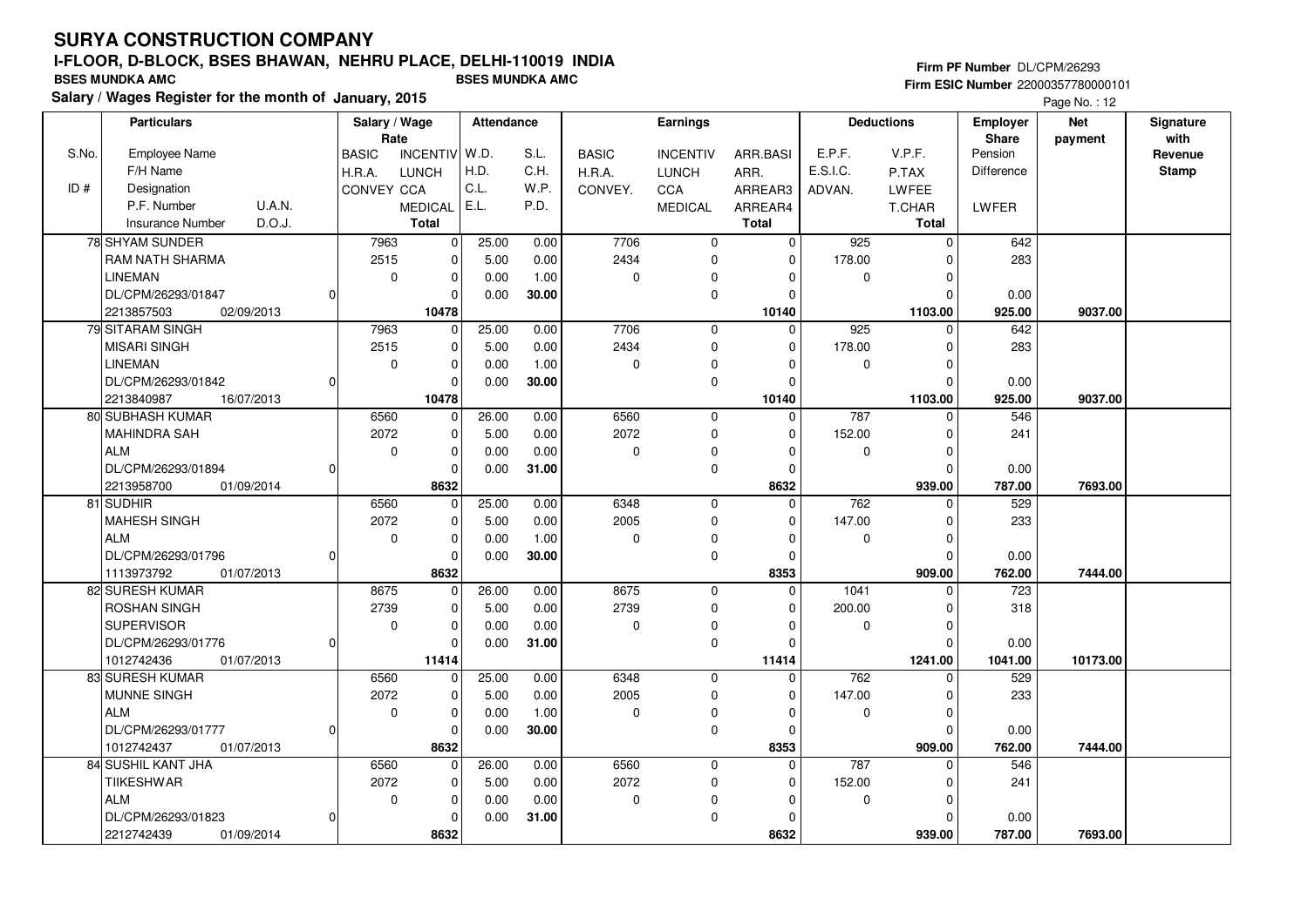# SURYA CONSTRUCTION COMPANY

## I-FLOOR, D-BLOCK, BSES BHAWAN, NEHRU PLACE, DELHI-110019 INDIA

**BSES MUNDKA AMC** **BSES MUNDKA AMC**

**Salary / Wages Register for the month of January, 2015**

**Firm PF Number** DL/CPM/26293
**Firm ESIC Number** 22000357780000101

| S.No. / ID # | Particulars: Employee Name / F/H Name / Designation / P.F. Number, U.A.N. / Insurance Number, D.O.J. | Salary / Wage Rate: BASIC / H.R.A. / CONVEY | INCENTIV / LUNCH / CCA / MEDICAL / Total | Attendance: W.D. / H.D. / C.L. / E.L. | S.L. / C.H. / W.P. / P.D. | Earnings: BASIC / H.R.A. / CONVEY. | INCENTIV / LUNCH / CCA / MEDICAL | ARR.BASI / ARR. / ARREAR3 / ARREAR4 / Total | Deductions: E.P.F. / E.S.I.C. / ADVAN. | V.P.F. / P.TAX / LWFEE / T.CHAR / Total | Employer Share: Pension / Difference / LWFER | Net payment | Signature with Revenue Stamp |
|---|---|---|---|---|---|---|---|---|---|---|---|---|---|
| 78 | SHYAM SUNDER / RAM NATH SHARMA / LINEMAN / DL/CPM/26293/01847, 0 / 2213857503, 02/09/2013 | 7963 / 2515 / 0 | 0 / 0 / 0 / 0 / 10478 | 25.00 / 5.00 / 0.00 / 0.00 | 0.00 / 0.00 / 1.00 / 30.00 | 7706 / 2434 / 0 | 0 / 0 / 0 / 0 | 0 / 0 / 0 / 0 / 10140 | 925 / 178.00 / 0 | 0 / 0 / 0 / 0 / 1103.00 | 642 / 283 / 0.00 / 925.00 | 9037.00 | |
| 79 | SITARAM SINGH / MISARI SINGH / LINEMAN / DL/CPM/26293/01842, 0 / 2213840987, 16/07/2013 | 7963 / 2515 / 0 | 0 / 0 / 0 / 0 / 10478 | 25.00 / 5.00 / 0.00 / 0.00 | 0.00 / 0.00 / 1.00 / 30.00 | 7706 / 2434 / 0 | 0 / 0 / 0 / 0 | 0 / 0 / 0 / 0 / 10140 | 925 / 178.00 / 0 | 0 / 0 / 0 / 0 / 1103.00 | 642 / 283 / 0.00 / 925.00 | 9037.00 | |
| 80 | SUBHASH KUMAR / MAHINDRA SAH / ALM / DL/CPM/26293/01894, 0 / 2213958700, 01/09/2014 | 6560 / 2072 / 0 | 0 / 0 / 0 / 0 / 8632 | 26.00 / 5.00 / 0.00 / 0.00 | 0.00 / 0.00 / 0.00 / 31.00 | 6560 / 2072 / 0 | 0 / 0 / 0 / 0 | 0 / 0 / 0 / 0 / 8632 | 787 / 152.00 / 0 | 0 / 0 / 0 / 0 / 939.00 | 546 / 241 / 0.00 / 787.00 | 7693.00 | |
| 81 | SUDHIR / MAHESH SINGH / ALM / DL/CPM/26293/01796, 0 / 1113973792, 01/07/2013 | 6560 / 2072 / 0 | 0 / 0 / 0 / 0 / 8632 | 25.00 / 5.00 / 0.00 / 0.00 | 0.00 / 0.00 / 1.00 / 30.00 | 6348 / 2005 / 0 | 0 / 0 / 0 / 0 | 0 / 0 / 0 / 0 / 8353 | 762 / 147.00 / 0 | 0 / 0 / 0 / 0 / 909.00 | 529 / 233 / 0.00 / 762.00 | 7444.00 | |
| 82 | SURESH KUMAR / ROSHAN SINGH / SUPERVISOR / DL/CPM/26293/01776, 0 / 1012742436, 01/07/2013 | 8675 / 2739 / 0 | 0 / 0 / 0 / 0 / 11414 | 26.00 / 5.00 / 0.00 / 0.00 | 0.00 / 0.00 / 0.00 / 31.00 | 8675 / 2739 / 0 | 0 / 0 / 0 / 0 | 0 / 0 / 0 / 0 / 11414 | 1041 / 200.00 / 0 | 0 / 0 / 0 / 0 / 1241.00 | 723 / 318 / 0.00 / 1041.00 | 10173.00 | |
| 83 | SURESH KUMAR / MUNNE SINGH / ALM / DL/CPM/26293/01777, 0 / 1012742437, 01/07/2013 | 6560 / 2072 / 0 | 0 / 0 / 0 / 0 / 8632 | 25.00 / 5.00 / 0.00 / 0.00 | 0.00 / 0.00 / 1.00 / 30.00 | 6348 / 2005 / 0 | 0 / 0 / 0 / 0 | 0 / 0 / 0 / 0 / 8353 | 762 / 147.00 / 0 | 0 / 0 / 0 / 0 / 909.00 | 529 / 233 / 0.00 / 762.00 | 7444.00 | |
| 84 | SUSHIL KANT JHA / TIIKESHWAR / ALM / DL/CPM/26293/01823, 0 / 2212742439, 01/09/2014 | 6560 / 2072 / 0 | 0 / 0 / 0 / 0 / 8632 | 26.00 / 5.00 / 0.00 / 0.00 | 0.00 / 0.00 / 0.00 / 31.00 | 6560 / 2072 / 0 | 0 / 0 / 0 / 0 | 0 / 0 / 0 / 0 / 8632 | 787 / 152.00 / 0 | 0 / 0 / 0 / 0 / 939.00 | 546 / 241 / 0.00 / 787.00 | 7693.00 | |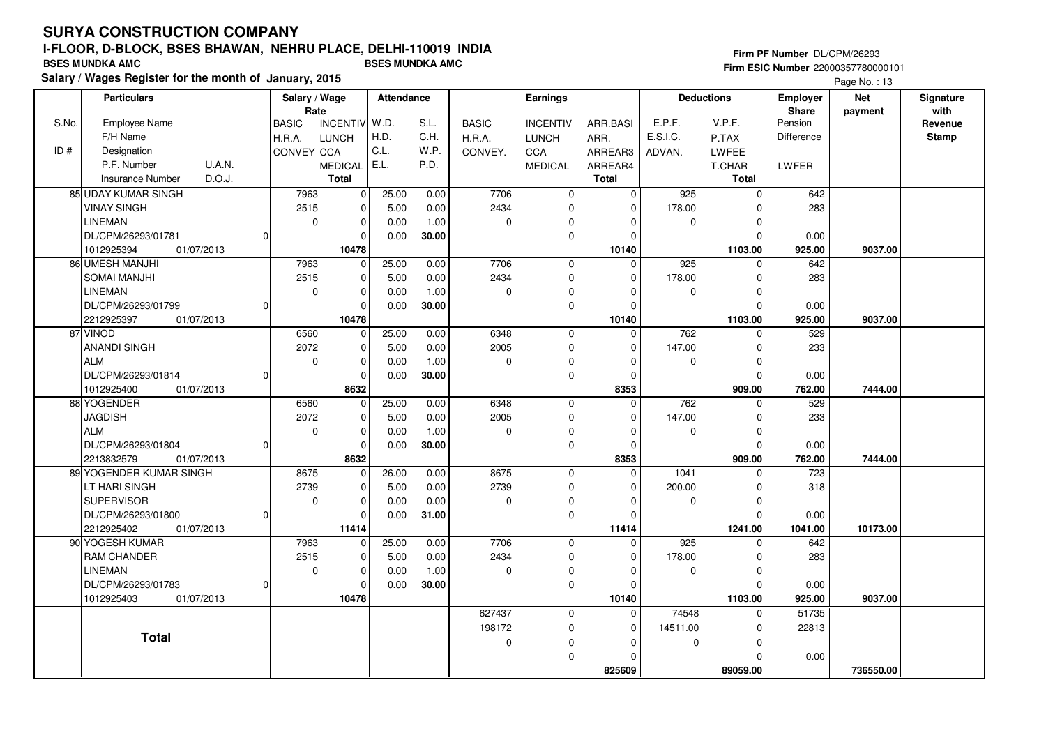# SURYA CONSTRUCTION COMPANY

**I-FLOOR, D-BLOCK, BSES BHAWAN, NEHRU PLACE, DELHI-110019 INDIA**

BSES MUNDKA AMC | BSES MUNDKA AMC

**Salary / Wages Register for the month of January, 2015**

Firm PF Number DL/CPM/26293
Firm ESIC Number 22000357780000101

Page No. : 13

| S.No. / ID # | Particulars: Employee Name / F/H Name / Designation / P.F. Number, U.A.N. / Insurance Number, D.O.J. | Salary / Wage Rate: BASIC / H.R.A. / CONVEY / (Total) | Salary / Wage Rate: INCENTIV / LUNCH / CCA / MEDICAL | Attendance: W.D. / H.D. / C.L. / E.L. | Attendance: S.L. / C.H. / W.P. / P.D. | Earnings: BASIC / H.R.A. / CONVEY. | Earnings: INCENTIV / LUNCH / CCA / MEDICAL | Earnings: ARR.BASI / ARR. / ARREAR3 / ARREAR4 / Total | Deductions: E.P.F. / E.S.I.C. / ADVAN. | Deductions: V.P.F. / P.TAX / LWFEE / T.CHAR / Total | Employer Share: Pension / Difference / LWFER | Net payment | Signature with Revenue Stamp |
|---|---|---|---|---|---|---|---|---|---|---|---|---|---|
| 85 | UDAY KUMAR SINGH<br>VINAY SINGH<br>LINEMAN<br>DL/CPM/26293/01781 0<br>1012925394 01/07/2013 | 7963<br>2515<br>0<br><br>10478 | 0<br>0<br>0<br>0 | 25.00<br>5.00<br>0.00<br>0.00 | 0.00<br>0.00<br>1.00<br>30.00 | 7706<br>2434<br>0 | 0<br>0<br>0<br>0 | 0<br>0<br>0<br>0<br>10140 | 925<br>178.00<br>0 | 0<br>0<br>0<br>0<br>1103.00 | 642<br>283<br><br>0.00<br>925.00 | 9037.00 | |
| 86 | UMESH MANJHI<br>SOMAI MANJHI<br>LINEMAN<br>DL/CPM/26293/01799 0<br>2212925397 01/07/2013 | 7963<br>2515<br>0<br><br>10478 | 0<br>0<br>0<br>0 | 25.00<br>5.00<br>0.00<br>0.00 | 0.00<br>0.00<br>1.00<br>30.00 | 7706<br>2434<br>0 | 0<br>0<br>0<br>0 | 0<br>0<br>0<br>0<br>10140 | 925<br>178.00<br>0 | 0<br>0<br>0<br>0<br>1103.00 | 642<br>283<br><br>0.00<br>925.00 | 9037.00 | |
| 87 | VINOD<br>ANANDI SINGH<br>ALM<br>DL/CPM/26293/01814 0<br>1012925400 01/07/2013 | 6560<br>2072<br>0<br><br>8632 | 0<br>0<br>0<br>0 | 25.00<br>5.00<br>0.00<br>0.00 | 0.00<br>0.00<br>1.00<br>30.00 | 6348<br>2005<br>0 | 0<br>0<br>0<br>0 | 0<br>0<br>0<br>0<br>8353 | 762<br>147.00<br>0 | 0<br>0<br>0<br>0<br>909.00 | 529<br>233<br><br>0.00<br>762.00 | 7444.00 | |
| 88 | YOGENDER<br>JAGDISH<br>ALM<br>DL/CPM/26293/01804 0<br>2213832579 01/07/2013 | 6560<br>2072<br>0<br><br>8632 | 0<br>0<br>0<br>0 | 25.00<br>5.00<br>0.00<br>0.00 | 0.00<br>0.00<br>1.00<br>30.00 | 6348<br>2005<br>0 | 0<br>0<br>0<br>0 | 0<br>0<br>0<br>0<br>8353 | 762<br>147.00<br>0 | 0<br>0<br>0<br>0<br>909.00 | 529<br>233<br><br>0.00<br>762.00 | 7444.00 | |
| 89 | YOGENDER KUMAR SINGH<br>LT HARI SINGH<br>SUPERVISOR<br>DL/CPM/26293/01800 0<br>2212925402 01/07/2013 | 8675<br>2739<br>0<br><br>11414 | 0<br>0<br>0<br>0 | 26.00<br>5.00<br>0.00<br>0.00 | 0.00<br>0.00<br>0.00<br>31.00 | 8675<br>2739<br>0 | 0<br>0<br>0<br>0 | 0<br>0<br>0<br>0<br>11414 | 1041<br>200.00<br>0 | 0<br>0<br>0<br>0<br>1241.00 | 723<br>318<br><br>0.00<br>1041.00 | 10173.00 | |
| 90 | YOGESH KUMAR<br>RAM CHANDER<br>LINEMAN<br>DL/CPM/26293/01783 0<br>1012925403 01/07/2013 | 7963<br>2515<br>0<br><br>10478 | 0<br>0<br>0<br>0 | 25.00<br>5.00<br>0.00<br>0.00 | 0.00<br>0.00<br>1.00<br>30.00 | 7706<br>2434<br>0 | 0<br>0<br>0<br>0 | 0<br>0<br>0<br>0<br>10140 | 925<br>178.00<br>0 | 0<br>0<br>0<br>0<br>1103.00 | 642<br>283<br><br>0.00<br>925.00 | 9037.00 | |
| | **Total** | | | | | 627437<br>198172<br>0 | 0<br>0<br>0<br>0 | 0<br>0<br>0<br>0<br>825609 | 74548<br>14511.00<br>0 | 0<br>0<br>0<br>0<br>89059.00 | 51735<br>22813<br><br>0.00 | 736550.00 | |